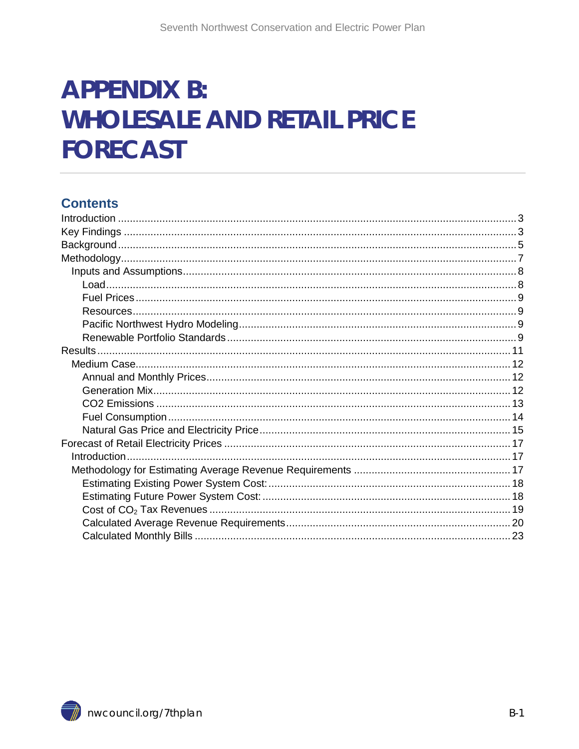# APPENDIX B: WHOLESALE AND RETAIL PRICE FORECAST

## Contents

- Introduction ..... 3
- Key Findings ..... 3
- Background ..... 5
- Methodology ..... 7
  - Inputs and Assumptions ..... 8
    - Load ..... 8
    - Fuel Prices ..... 9
    - Resources ..... 9
    - Pacific Northwest Hydro Modeling ..... 9
    - Renewable Portfolio Standards ..... 9
- Results ..... 11
  - Medium Case ..... 12
    - Annual and Monthly Prices ..... 12
    - Generation Mix ..... 12
    - CO2 Emissions ..... 13
    - Fuel Consumption ..... 14
    - Natural Gas Price and Electricity Price ..... 15
- Forecast of Retail Electricity Prices ..... 17
  - Introduction ..... 17
  - Methodology for Estimating Average Revenue Requirements ..... 17
    - Estimating Existing Power System Cost: ..... 18
    - Estimating Future Power System Cost: ..... 18
    - Cost of $CO_2$ Tax Revenues ..... 19
    - Calculated Average Revenue Requirements ..... 20
    - Calculated Monthly Bills ..... 23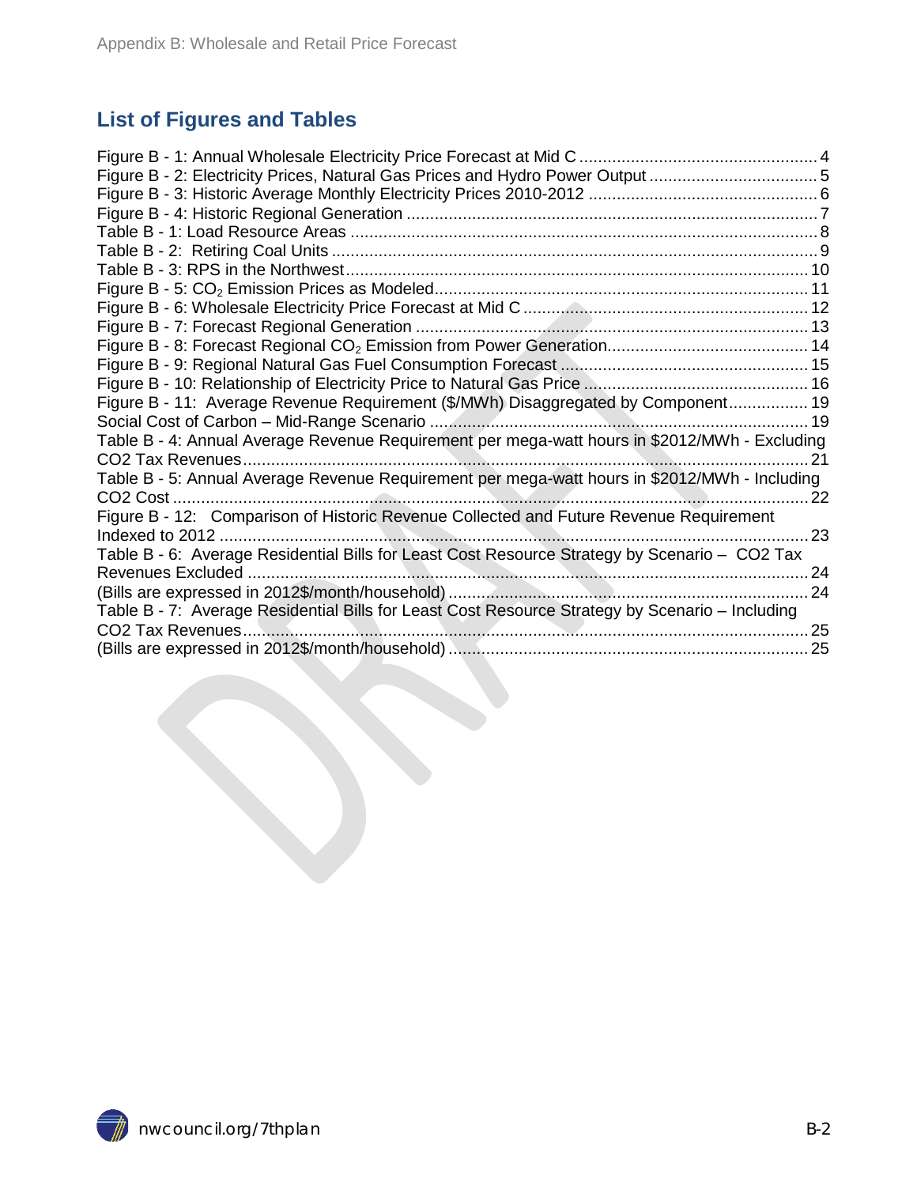## List of Figures and Tables

Figure B - 1: Annual Wholesale Electricity Price Forecast at Mid C .......... 4
Figure B - 2: Electricity Prices, Natural Gas Prices and Hydro Power Output .......... 5
Figure B - 3: Historic Average Monthly Electricity Prices 2010-2012 .......... 6
Figure B - 4: Historic Regional Generation .......... 7
Table B - 1: Load Resource Areas .......... 8
Table B - 2: Retiring Coal Units .......... 9
Table B - 3: RPS in the Northwest .......... 10
Figure B - 5: $CO_2$ Emission Prices as Modeled .......... 11
Figure B - 6: Wholesale Electricity Price Forecast at Mid C .......... 12
Figure B - 7: Forecast Regional Generation .......... 13
Figure B - 8: Forecast Regional $CO_2$ Emission from Power Generation .......... 14
Figure B - 9: Regional Natural Gas Fuel Consumption Forecast .......... 15
Figure B - 10: Relationship of Electricity Price to Natural Gas Price .......... 16
Figure B - 11: Average Revenue Requirement ($/MWh) Disaggregated by Component .......... 19
Social Cost of Carbon – Mid-Range Scenario .......... 19
Table B - 4: Annual Average Revenue Requirement per mega-watt hours in $2012/MWh - Excluding CO2 Tax Revenues .......... 21
Table B - 5: Annual Average Revenue Requirement per mega-watt hours in $2012/MWh - Including CO2 Cost .......... 22
Figure B - 12: Comparison of Historic Revenue Collected and Future Revenue Requirement Indexed to 2012 .......... 23
Table B - 6: Average Residential Bills for Least Cost Resource Strategy by Scenario – CO2 Tax Revenues Excluded .......... 24
(Bills are expressed in 2012$/month/household) .......... 24
Table B - 7: Average Residential Bills for Least Cost Resource Strategy by Scenario – Including CO2 Tax Revenues .......... 25
(Bills are expressed in 2012$/month/household) .......... 25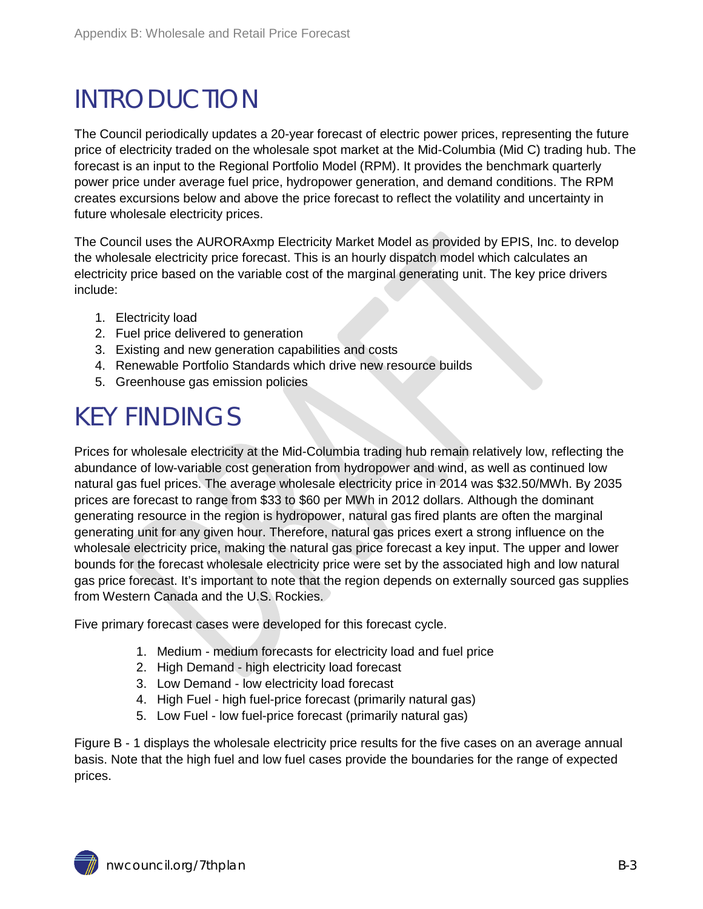# INTRODUCTION

The Council periodically updates a 20-year forecast of electric power prices, representing the future price of electricity traded on the wholesale spot market at the Mid-Columbia (Mid C) trading hub. The forecast is an input to the Regional Portfolio Model (RPM). It provides the benchmark quarterly power price under average fuel price, hydropower generation, and demand conditions. The RPM creates excursions below and above the price forecast to reflect the volatility and uncertainty in future wholesale electricity prices.

The Council uses the AURORAxmp Electricity Market Model as provided by EPIS, Inc. to develop the wholesale electricity price forecast. This is an hourly dispatch model which calculates an electricity price based on the variable cost of the marginal generating unit. The key price drivers include:

1. Electricity load
2. Fuel price delivered to generation
3. Existing and new generation capabilities and costs
4. Renewable Portfolio Standards which drive new resource builds
5. Greenhouse gas emission policies

# KEY FINDINGS

Prices for wholesale electricity at the Mid-Columbia trading hub remain relatively low, reflecting the abundance of low-variable cost generation from hydropower and wind, as well as continued low natural gas fuel prices. The average wholesale electricity price in 2014 was $32.50/MWh. By 2035 prices are forecast to range from $33 to $60 per MWh in 2012 dollars. Although the dominant generating resource in the region is hydropower, natural gas fired plants are often the marginal generating unit for any given hour. Therefore, natural gas prices exert a strong influence on the wholesale electricity price, making the natural gas price forecast a key input. The upper and lower bounds for the forecast wholesale electricity price were set by the associated high and low natural gas price forecast. It's important to note that the region depends on externally sourced gas supplies from Western Canada and the U.S. Rockies.

Five primary forecast cases were developed for this forecast cycle.

1. Medium - medium forecasts for electricity load and fuel price
2. High Demand - high electricity load forecast
3. Low Demand - low electricity load forecast
4. High Fuel - high fuel-price forecast (primarily natural gas)
5. Low Fuel - low fuel-price forecast (primarily natural gas)

Figure B - 1 displays the wholesale electricity price results for the five cases on an average annual basis. Note that the high fuel and low fuel cases provide the boundaries for the range of expected prices.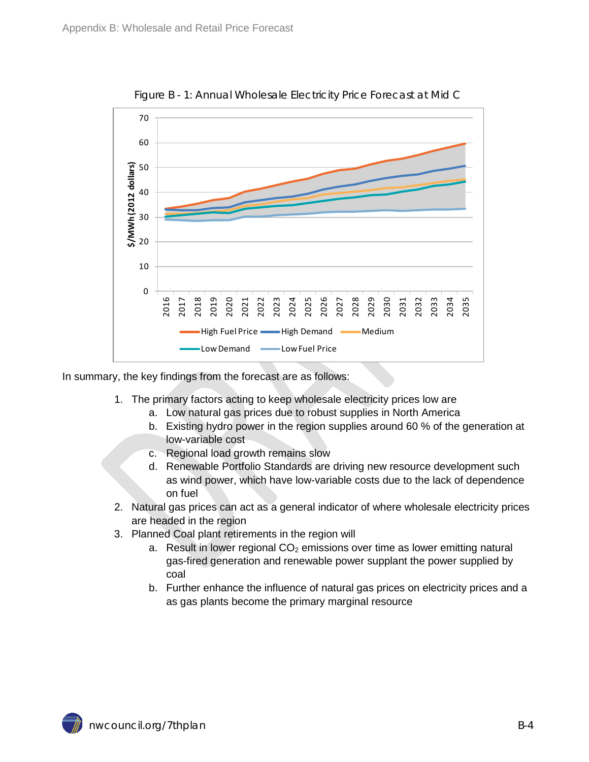Figure B - 1: Annual Wholesale Electricity Price Forecast at Mid C

In summary, the key findings from the forecast are as follows:

1. The primary factors acting to keep wholesale electricity prices low are
   a. Low natural gas prices due to robust supplies in North America
   b. Existing hydro power in the region supplies around 60 % of the generation at low-variable cost
   c. Regional load growth remains slow
   d. Renewable Portfolio Standards are driving new resource development such as wind power, which have low-variable costs due to the lack of dependence on fuel
2. Natural gas prices can act as a general indicator of where wholesale electricity prices are headed in the region
3. Planned Coal plant retirements in the region will
   a. Result in lower regional $CO_2$ emissions over time as lower emitting natural gas-fired generation and renewable power supplant the power supplied by coal
   b. Further enhance the influence of natural gas prices on electricity prices and a as gas plants become the primary marginal resource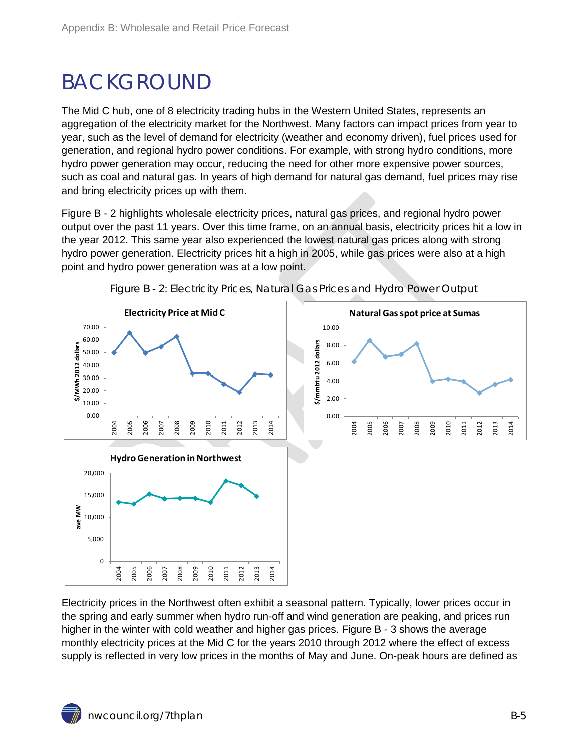# BACKGROUND

The Mid C hub, one of 8 electricity trading hubs in the Western United States, represents an aggregation of the electricity market for the Northwest. Many factors can impact prices from year to year, such as the level of demand for electricity (weather and economy driven), fuel prices used for generation, and regional hydro power conditions. For example, with strong hydro conditions, more hydro power generation may occur, reducing the need for other more expensive power sources, such as coal and natural gas. In years of high demand for natural gas demand, fuel prices may rise and bring electricity prices up with them.

Figure B - 2 highlights wholesale electricity prices, natural gas prices, and regional hydro power output over the past 11 years. Over this time frame, on an annual basis, electricity prices hit a low in the year 2012. This same year also experienced the lowest natural gas prices along with strong hydro power generation. Electricity prices hit a high in 2005, while gas prices were also at a high point and hydro power generation was at a low point.

Figure B - 2: Electricity Prices, Natural Gas Prices and Hydro Power Output

Electricity prices in the Northwest often exhibit a seasonal pattern. Typically, lower prices occur in the spring and early summer when hydro run-off and wind generation are peaking, and prices run higher in the winter with cold weather and higher gas prices. Figure B - 3 shows the average monthly electricity prices at the Mid C for the years 2010 through 2012 where the effect of excess supply is reflected in very low prices in the months of May and June. On-peak hours are defined as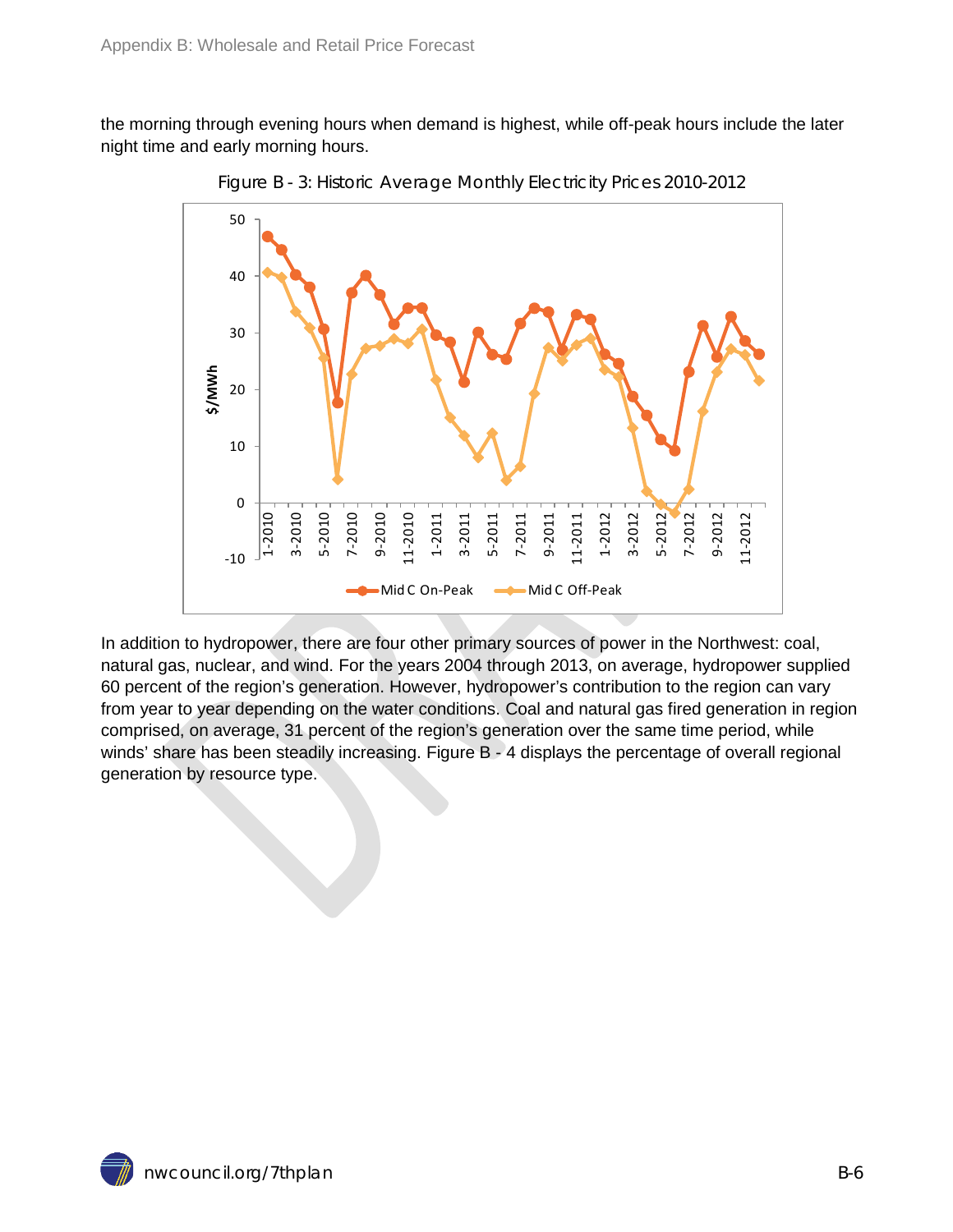the morning through evening hours when demand is highest, while off-peak hours include the later night time and early morning hours.

Figure B - 3: Historic Average Monthly Electricity Prices 2010-2012

In addition to hydropower, there are four other primary sources of power in the Northwest: coal, natural gas, nuclear, and wind. For the years 2004 through 2013, on average, hydropower supplied 60 percent of the region's generation. However, hydropower's contribution to the region can vary from year to year depending on the water conditions. Coal and natural gas fired generation in region comprised, on average, 31 percent of the region's generation over the same time period, while winds' share has been steadily increasing. Figure B - 4 displays the percentage of overall regional generation by resource type.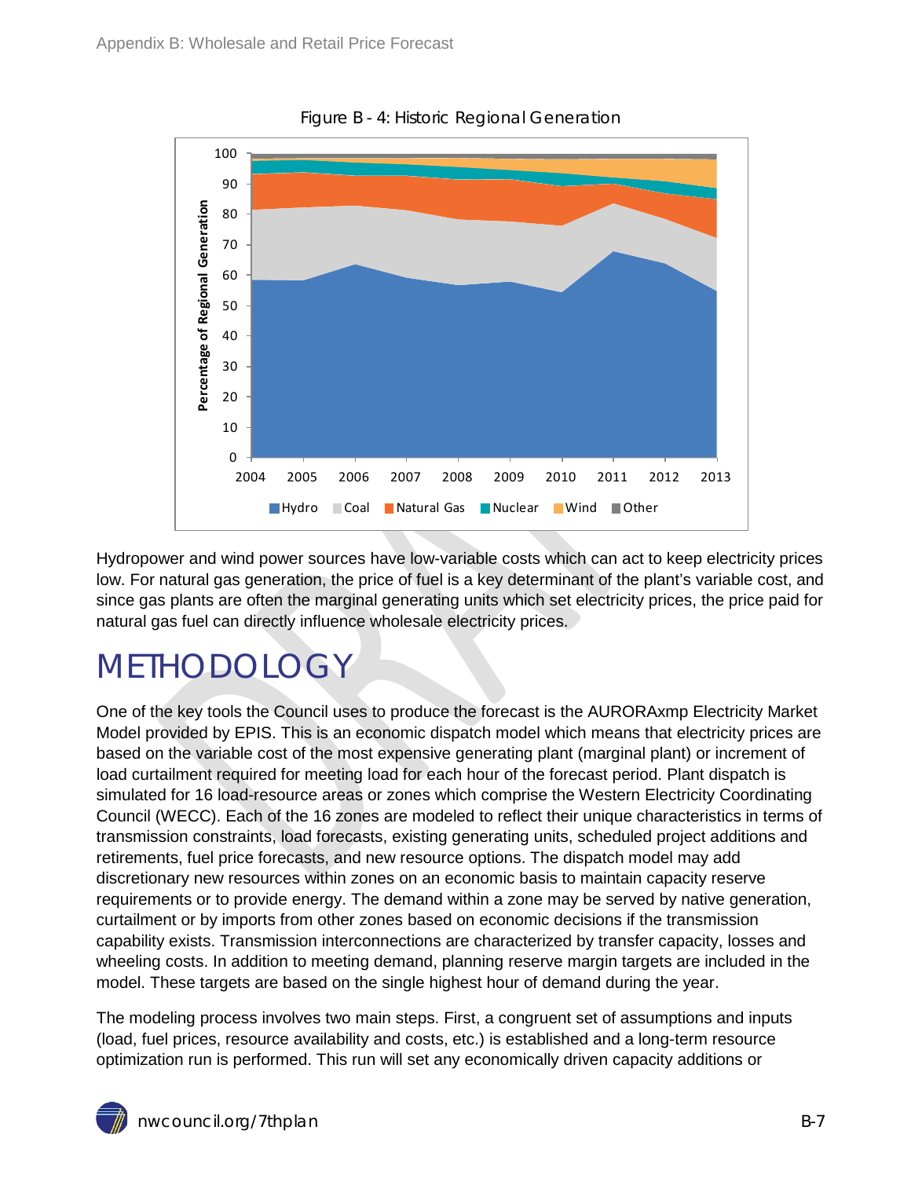Figure B - 4: Historic Regional Generation

Hydropower and wind power sources have low-variable costs which can act to keep electricity prices low. For natural gas generation, the price of fuel is a key determinant of the plant's variable cost, and since gas plants are often the marginal generating units which set electricity prices, the price paid for natural gas fuel can directly influence wholesale electricity prices.

# METHODOLOGY

One of the key tools the Council uses to produce the forecast is the AURORAxmp Electricity Market Model provided by EPIS. This is an economic dispatch model which means that electricity prices are based on the variable cost of the most expensive generating plant (marginal plant) or increment of load curtailment required for meeting load for each hour of the forecast period. Plant dispatch is simulated for 16 load-resource areas or zones which comprise the Western Electricity Coordinating Council (WECC). Each of the 16 zones are modeled to reflect their unique characteristics in terms of transmission constraints, load forecasts, existing generating units, scheduled project additions and retirements, fuel price forecasts, and new resource options. The dispatch model may add discretionary new resources within zones on an economic basis to maintain capacity reserve requirements or to provide energy. The demand within a zone may be served by native generation, curtailment or by imports from other zones based on economic decisions if the transmission capability exists. Transmission interconnections are characterized by transfer capacity, losses and wheeling costs. In addition to meeting demand, planning reserve margin targets are included in the model. These targets are based on the single highest hour of demand during the year.

The modeling process involves two main steps. First, a congruent set of assumptions and inputs (load, fuel prices, resource availability and costs, etc.) is established and a long-term resource optimization run is performed. This run will set any economically driven capacity additions or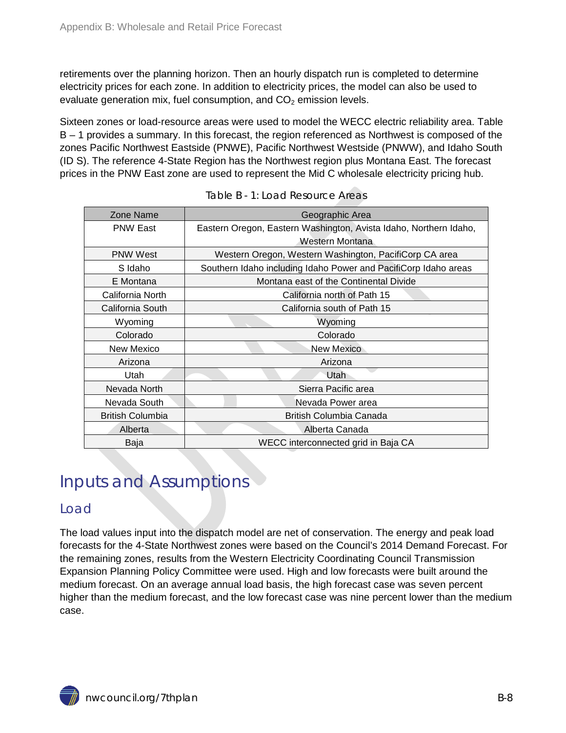retirements over the planning horizon. Then an hourly dispatch run is completed to determine electricity prices for each zone. In addition to electricity prices, the model can also be used to evaluate generation mix, fuel consumption, and $CO_2$ emission levels.

Sixteen zones or load-resource areas were used to model the WECC electric reliability area. Table B – 1 provides a summary. In this forecast, the region referenced as Northwest is composed of the zones Pacific Northwest Eastside (PNWE), Pacific Northwest Westside (PNWW), and Idaho South (ID S). The reference 4-State Region has the Northwest region plus Montana East. The forecast prices in the PNW East zone are used to represent the Mid C wholesale electricity pricing hub.

Table B - 1: Load Resource Areas

| Zone Name | Geographic Area |
|---|---|
| PNW East | Eastern Oregon, Eastern Washington, Avista Idaho, Northern Idaho, Western Montana |
| PNW West | Western Oregon, Western Washington, PacifiCorp CA area |
| S Idaho | Southern Idaho including Idaho Power and PacifiCorp Idaho areas |
| E Montana | Montana east of the Continental Divide |
| California North | California north of Path 15 |
| California South | California south of Path 15 |
| Wyoming | Wyoming |
| Colorado | Colorado |
| New Mexico | New Mexico |
| Arizona | Arizona |
| Utah | Utah |
| Nevada North | Sierra Pacific area |
| Nevada South | Nevada Power area |
| British Columbia | British Columbia Canada |
| Alberta | Alberta Canada |
| Baja | WECC interconnected grid in Baja CA |

# Inputs and Assumptions

## Load

The load values input into the dispatch model are net of conservation. The energy and peak load forecasts for the 4-State Northwest zones were based on the Council's 2014 Demand Forecast. For the remaining zones, results from the Western Electricity Coordinating Council Transmission Expansion Planning Policy Committee were used. High and low forecasts were built around the medium forecast. On an average annual load basis, the high forecast case was seven percent higher than the medium forecast, and the low forecast case was nine percent lower than the medium case.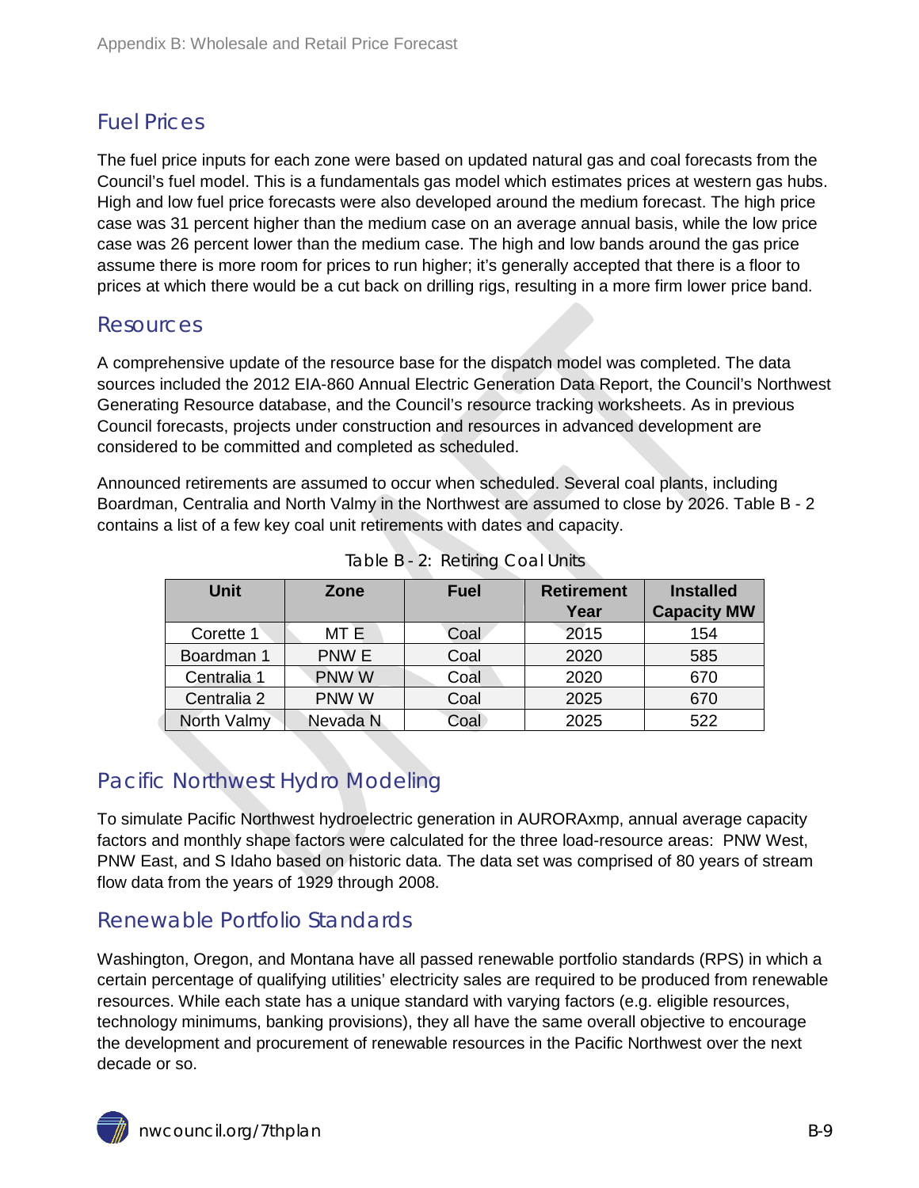## Fuel Prices

The fuel price inputs for each zone were based on updated natural gas and coal forecasts from the Council's fuel model. This is a fundamentals gas model which estimates prices at western gas hubs. High and low fuel price forecasts were also developed around the medium forecast. The high price case was 31 percent higher than the medium case on an average annual basis, while the low price case was 26 percent lower than the medium case. The high and low bands around the gas price assume there is more room for prices to run higher; it's generally accepted that there is a floor to prices at which there would be a cut back on drilling rigs, resulting in a more firm lower price band.

## Resources

A comprehensive update of the resource base for the dispatch model was completed. The data sources included the 2012 EIA-860 Annual Electric Generation Data Report, the Council's Northwest Generating Resource database, and the Council's resource tracking worksheets. As in previous Council forecasts, projects under construction and resources in advanced development are considered to be committed and completed as scheduled.

Announced retirements are assumed to occur when scheduled. Several coal plants, including Boardman, Centralia and North Valmy in the Northwest are assumed to close by 2026. Table B - 2 contains a list of a few key coal unit retirements with dates and capacity.

Table B - 2: Retiring Coal Units

| Unit | Zone | Fuel | Retirement Year | Installed Capacity MW |
|---|---|---|---|---|
| Corette 1 | MT E | Coal | 2015 | 154 |
| Boardman 1 | PNW E | Coal | 2020 | 585 |
| Centralia 1 | PNW W | Coal | 2020 | 670 |
| Centralia 2 | PNW W | Coal | 2025 | 670 |
| North Valmy | Nevada N | Coal | 2025 | 522 |

## Pacific Northwest Hydro Modeling

To simulate Pacific Northwest hydroelectric generation in AURORAxmp, annual average capacity factors and monthly shape factors were calculated for the three load-resource areas: PNW West, PNW East, and S Idaho based on historic data. The data set was comprised of 80 years of stream flow data from the years of 1929 through 2008.

## Renewable Portfolio Standards

Washington, Oregon, and Montana have all passed renewable portfolio standards (RPS) in which a certain percentage of qualifying utilities' electricity sales are required to be produced from renewable resources. While each state has a unique standard with varying factors (e.g. eligible resources, technology minimums, banking provisions), they all have the same overall objective to encourage the development and procurement of renewable resources in the Pacific Northwest over the next decade or so.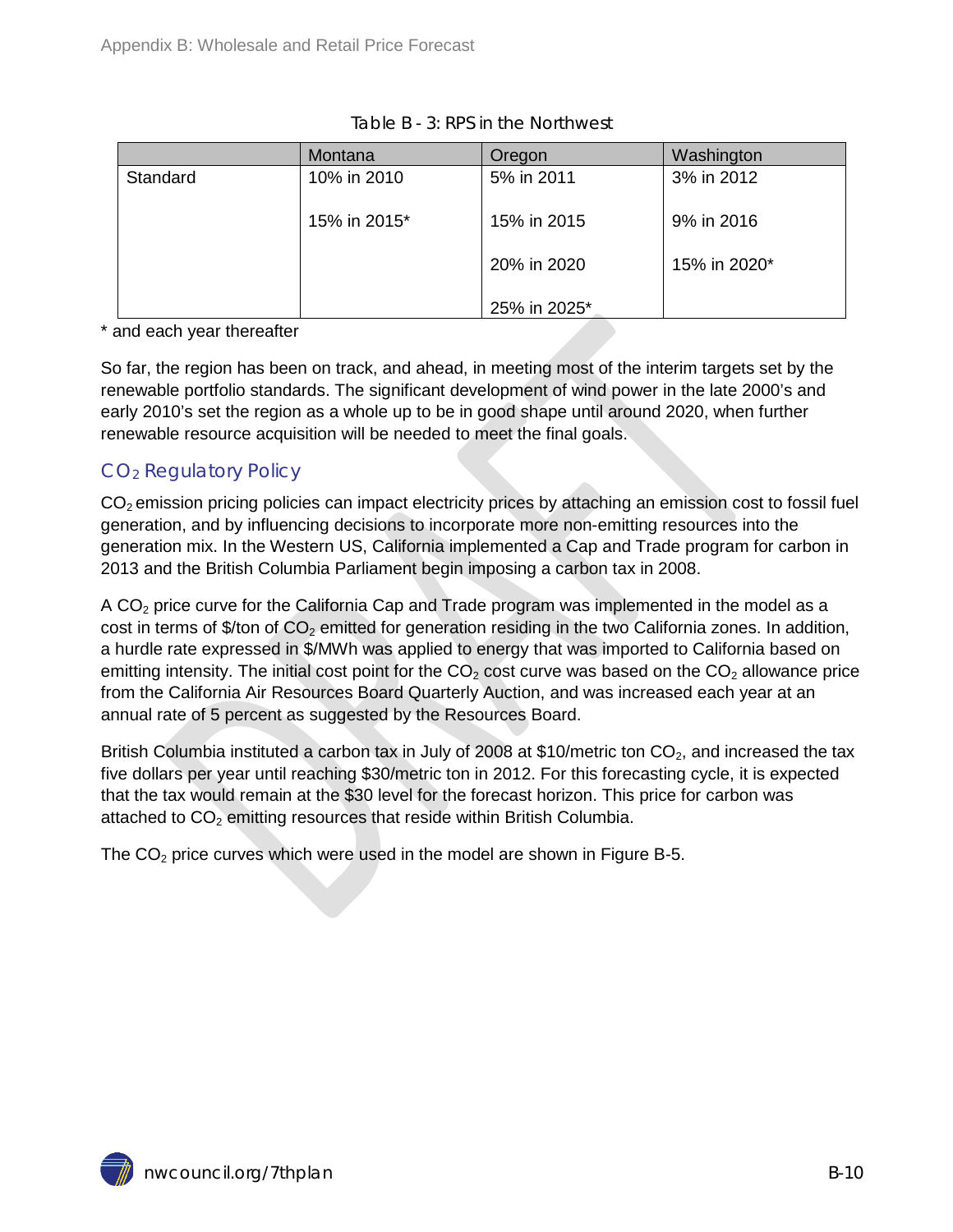Table B - 3: RPS in the Northwest

| | Montana | Oregon | Washington |
|---|---|---|---|
| Standard | 10% in 2010 | 5% in 2011 | 3% in 2012 |
| | 15% in 2015* | 15% in 2015 | 9% in 2016 |
| | | 20% in 2020 | 15% in 2020* |
| | | 25% in 2025* | |

\* and each year thereafter

So far, the region has been on track, and ahead, in meeting most of the interim targets set by the renewable portfolio standards. The significant development of wind power in the late 2000's and early 2010's set the region as a whole up to be in good shape until around 2020, when further renewable resource acquisition will be needed to meet the final goals.

## $CO_2$ Regulatory Policy

$CO_2$ emission pricing policies can impact electricity prices by attaching an emission cost to fossil fuel generation, and by influencing decisions to incorporate more non-emitting resources into the generation mix. In the Western US, California implemented a Cap and Trade program for carbon in 2013 and the British Columbia Parliament begin imposing a carbon tax in 2008.

A $CO_2$ price curve for the California Cap and Trade program was implemented in the model as a cost in terms of \$/ton of $CO_2$ emitted for generation residing in the two California zones. In addition, a hurdle rate expressed in \$/MWh was applied to energy that was imported to California based on emitting intensity. The initial cost point for the $CO_2$ cost curve was based on the $CO_2$ allowance price from the California Air Resources Board Quarterly Auction, and was increased each year at an annual rate of 5 percent as suggested by the Resources Board.

British Columbia instituted a carbon tax in July of 2008 at \$10/metric ton $CO_2$, and increased the tax five dollars per year until reaching \$30/metric ton in 2012. For this forecasting cycle, it is expected that the tax would remain at the \$30 level for the forecast horizon. This price for carbon was attached to $CO_2$ emitting resources that reside within British Columbia.

The $CO_2$ price curves which were used in the model are shown in Figure B-5.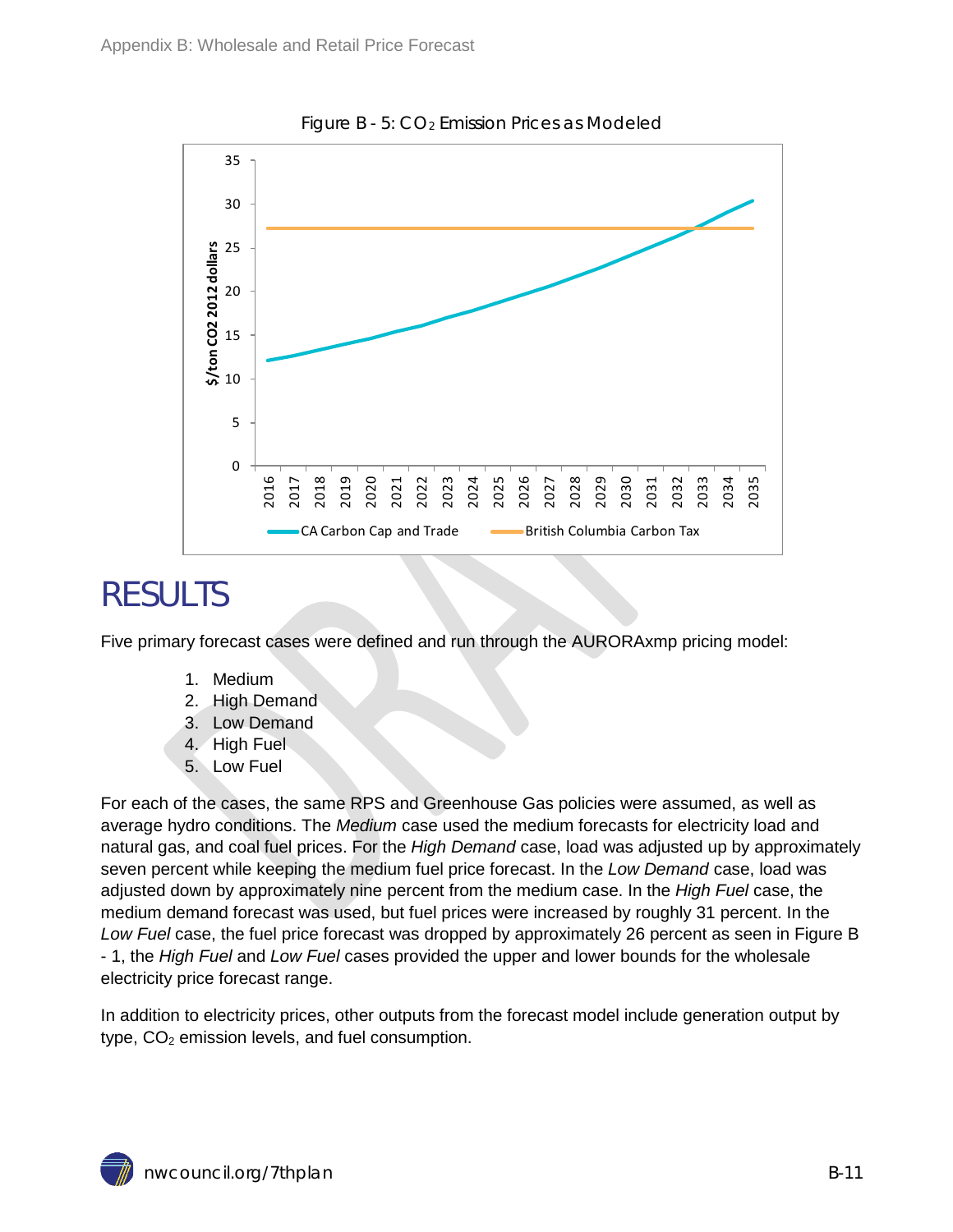Figure B - 5: $CO_2$ Emission Prices as Modeled

# RESULTS

Five primary forecast cases were defined and run through the AURORAxmp pricing model:

1. Medium
2. High Demand
3. Low Demand
4. High Fuel
5. Low Fuel

For each of the cases, the same RPS and Greenhouse Gas policies were assumed, as well as average hydro conditions. The *Medium* case used the medium forecasts for electricity load and natural gas, and coal fuel prices. For the *High Demand* case, load was adjusted up by approximately seven percent while keeping the medium fuel price forecast. In the *Low Demand* case, load was adjusted down by approximately nine percent from the medium case. In the *High Fuel* case, the medium demand forecast was used, but fuel prices were increased by roughly 31 percent. In the *Low Fuel* case, the fuel price forecast was dropped by approximately 26 percent as seen in Figure B - 1, the *High Fuel* and *Low Fuel* cases provided the upper and lower bounds for the wholesale electricity price forecast range.

In addition to electricity prices, other outputs from the forecast model include generation output by type, $CO_2$ emission levels, and fuel consumption.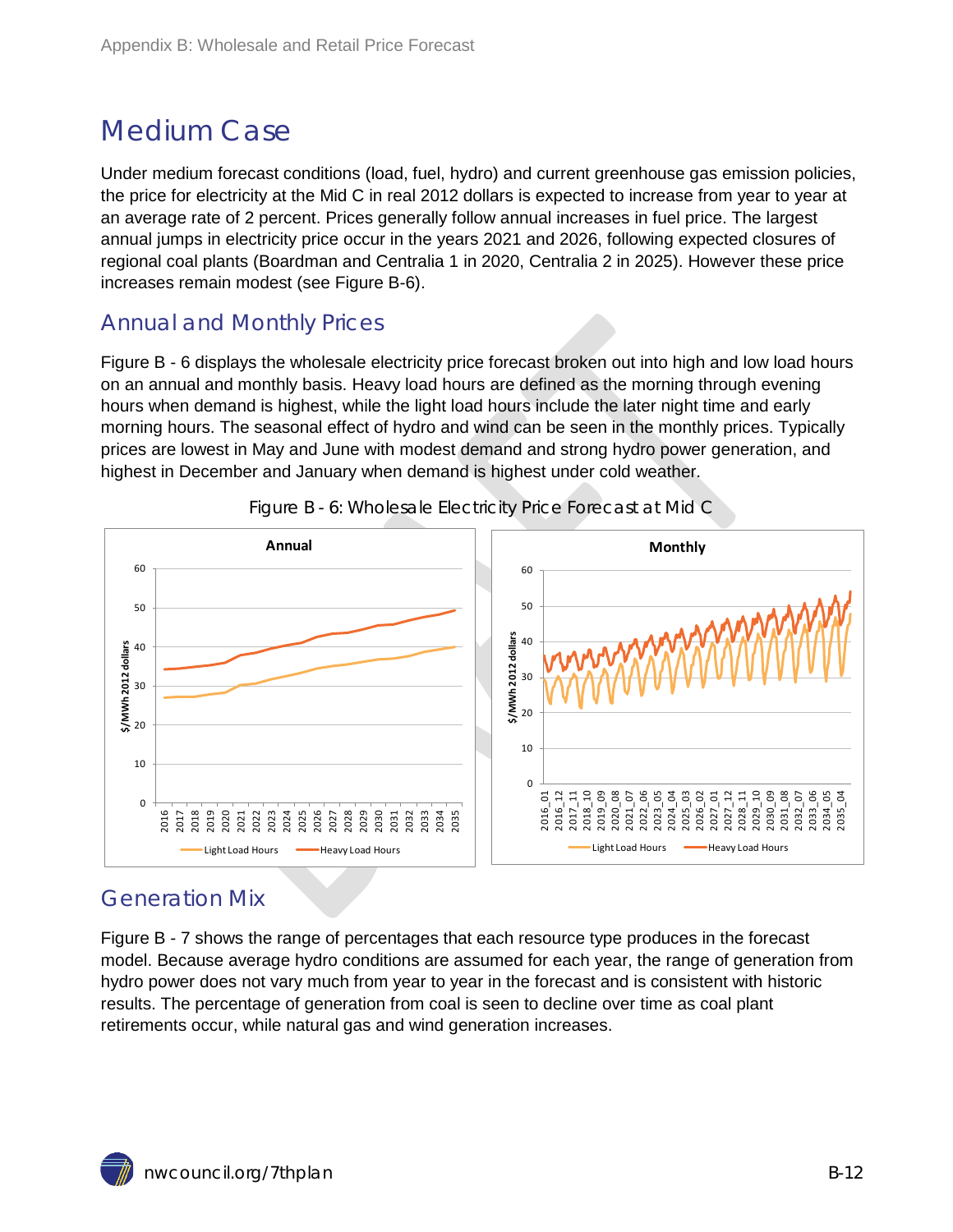# Medium Case

Under medium forecast conditions (load, fuel, hydro) and current greenhouse gas emission policies, the price for electricity at the Mid C in real 2012 dollars is expected to increase from year to year at an average rate of 2 percent. Prices generally follow annual increases in fuel price. The largest annual jumps in electricity price occur in the years 2021 and 2026, following expected closures of regional coal plants (Boardman and Centralia 1 in 2020, Centralia 2 in 2025). However these price increases remain modest (see Figure B-6).

## Annual and Monthly Prices

Figure B - 6 displays the wholesale electricity price forecast broken out into high and low load hours on an annual and monthly basis. Heavy load hours are defined as the morning through evening hours when demand is highest, while the light load hours include the later night time and early morning hours. The seasonal effect of hydro and wind can be seen in the monthly prices. Typically prices are lowest in May and June with modest demand and strong hydro power generation, and highest in December and January when demand is highest under cold weather.

Figure B - 6: Wholesale Electricity Price Forecast at Mid C

## Generation Mix

Figure B - 7 shows the range of percentages that each resource type produces in the forecast model. Because average hydro conditions are assumed for each year, the range of generation from hydro power does not vary much from year to year in the forecast and is consistent with historic results. The percentage of generation from coal is seen to decline over time as coal plant retirements occur, while natural gas and wind generation increases.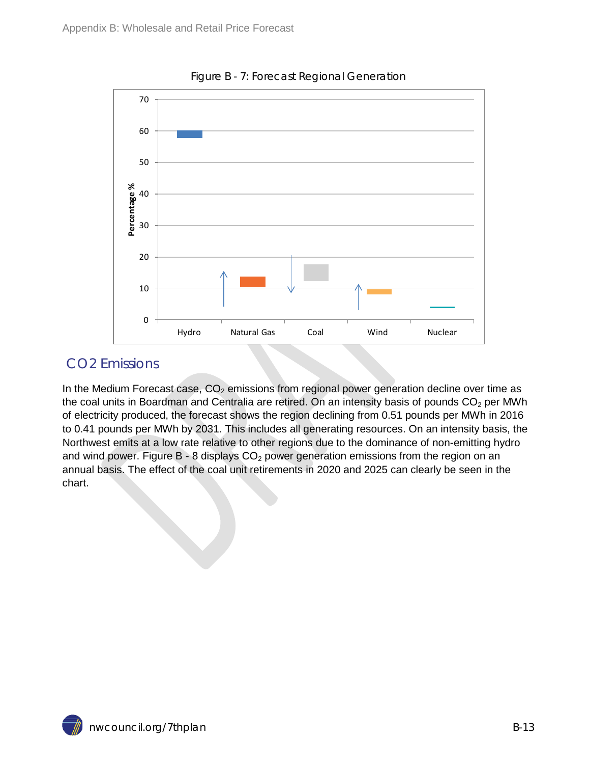Figure B - 7: Forecast Regional Generation

## CO2 Emissions

In the Medium Forecast case, $CO_2$ emissions from regional power generation decline over time as the coal units in Boardman and Centralia are retired. On an intensity basis of pounds $CO_2$ per MWh of electricity produced, the forecast shows the region declining from 0.51 pounds per MWh in 2016 to 0.41 pounds per MWh by 2031. This includes all generating resources. On an intensity basis, the Northwest emits at a low rate relative to other regions due to the dominance of non-emitting hydro and wind power. Figure B - 8 displays $CO_2$ power generation emissions from the region on an annual basis. The effect of the coal unit retirements in 2020 and 2025 can clearly be seen in the chart.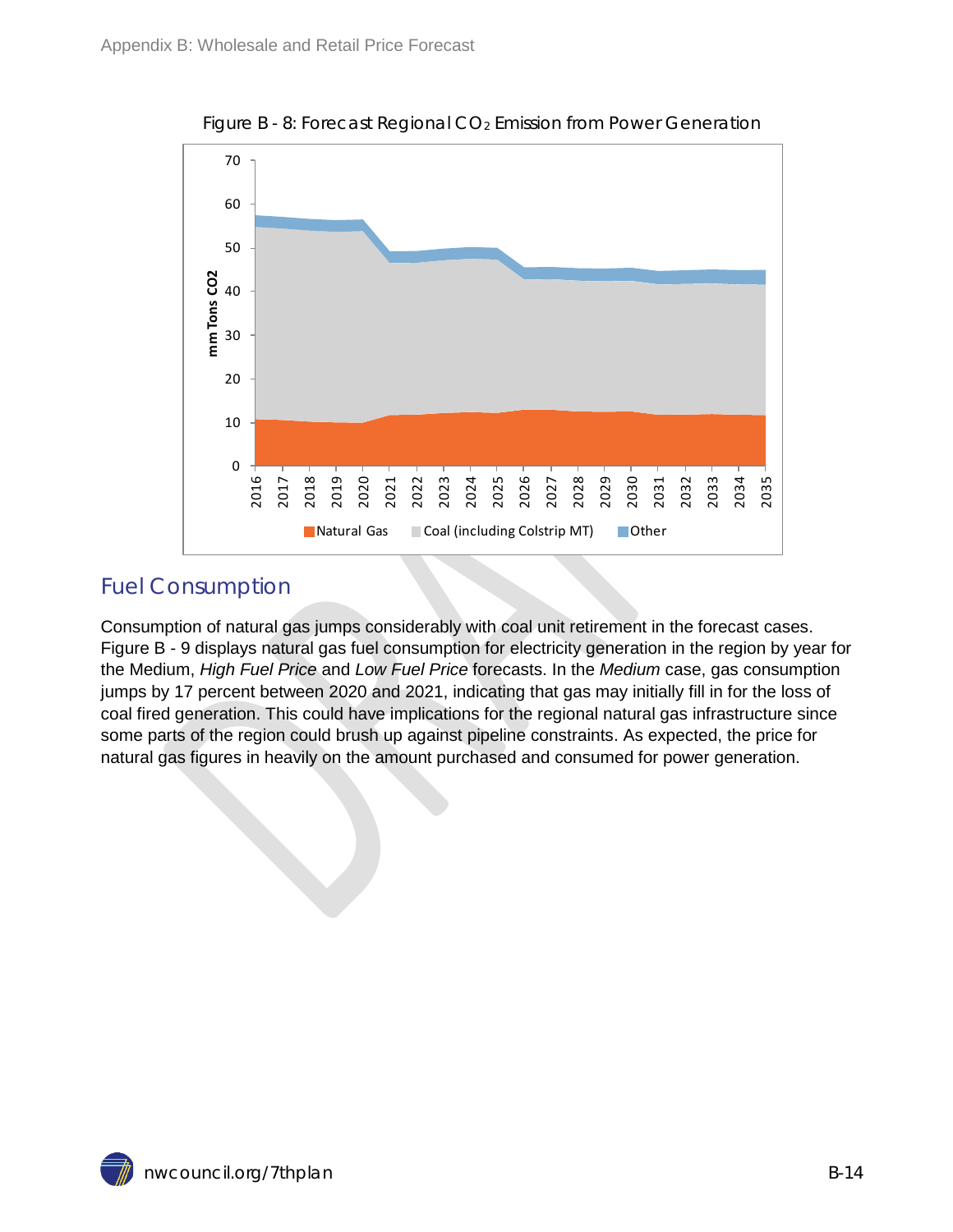Figure B - 8: Forecast Regional $CO_2$ Emission from Power Generation

## Fuel Consumption

Consumption of natural gas jumps considerably with coal unit retirement in the forecast cases. Figure B - 9 displays natural gas fuel consumption for electricity generation in the region by year for the Medium, *High Fuel Price* and *Low Fuel Price* forecasts. In the *Medium* case, gas consumption jumps by 17 percent between 2020 and 2021, indicating that gas may initially fill in for the loss of coal fired generation. This could have implications for the regional natural gas infrastructure since some parts of the region could brush up against pipeline constraints. As expected, the price for natural gas figures in heavily on the amount purchased and consumed for power generation.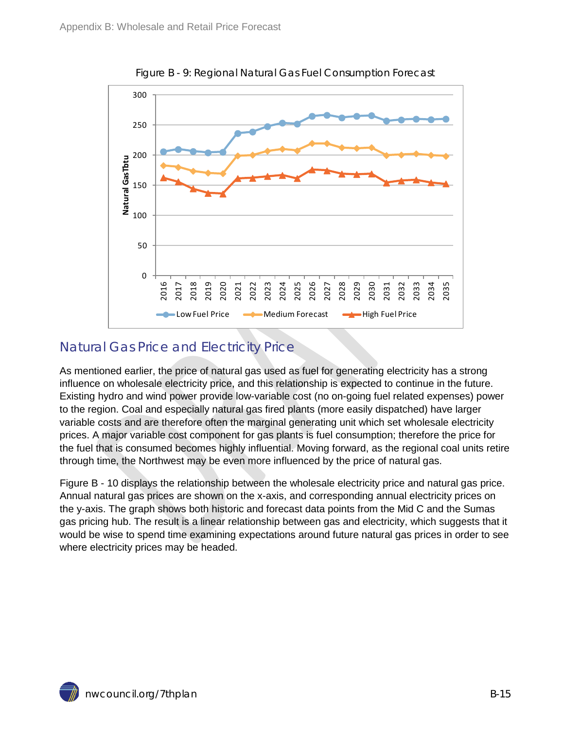Figure B - 9: Regional Natural Gas Fuel Consumption Forecast

## Natural Gas Price and Electricity Price

As mentioned earlier, the price of natural gas used as fuel for generating electricity has a strong influence on wholesale electricity price, and this relationship is expected to continue in the future. Existing hydro and wind power provide low-variable cost (no on-going fuel related expenses) power to the region. Coal and especially natural gas fired plants (more easily dispatched) have larger variable costs and are therefore often the marginal generating unit which set wholesale electricity prices. A major variable cost component for gas plants is fuel consumption; therefore the price for the fuel that is consumed becomes highly influential. Moving forward, as the regional coal units retire through time, the Northwest may be even more influenced by the price of natural gas.

Figure B - 10 displays the relationship between the wholesale electricity price and natural gas price. Annual natural gas prices are shown on the x-axis, and corresponding annual electricity prices on the y-axis. The graph shows both historic and forecast data points from the Mid C and the Sumas gas pricing hub. The result is a linear relationship between gas and electricity, which suggests that it would be wise to spend time examining expectations around future natural gas prices in order to see where electricity prices may be headed.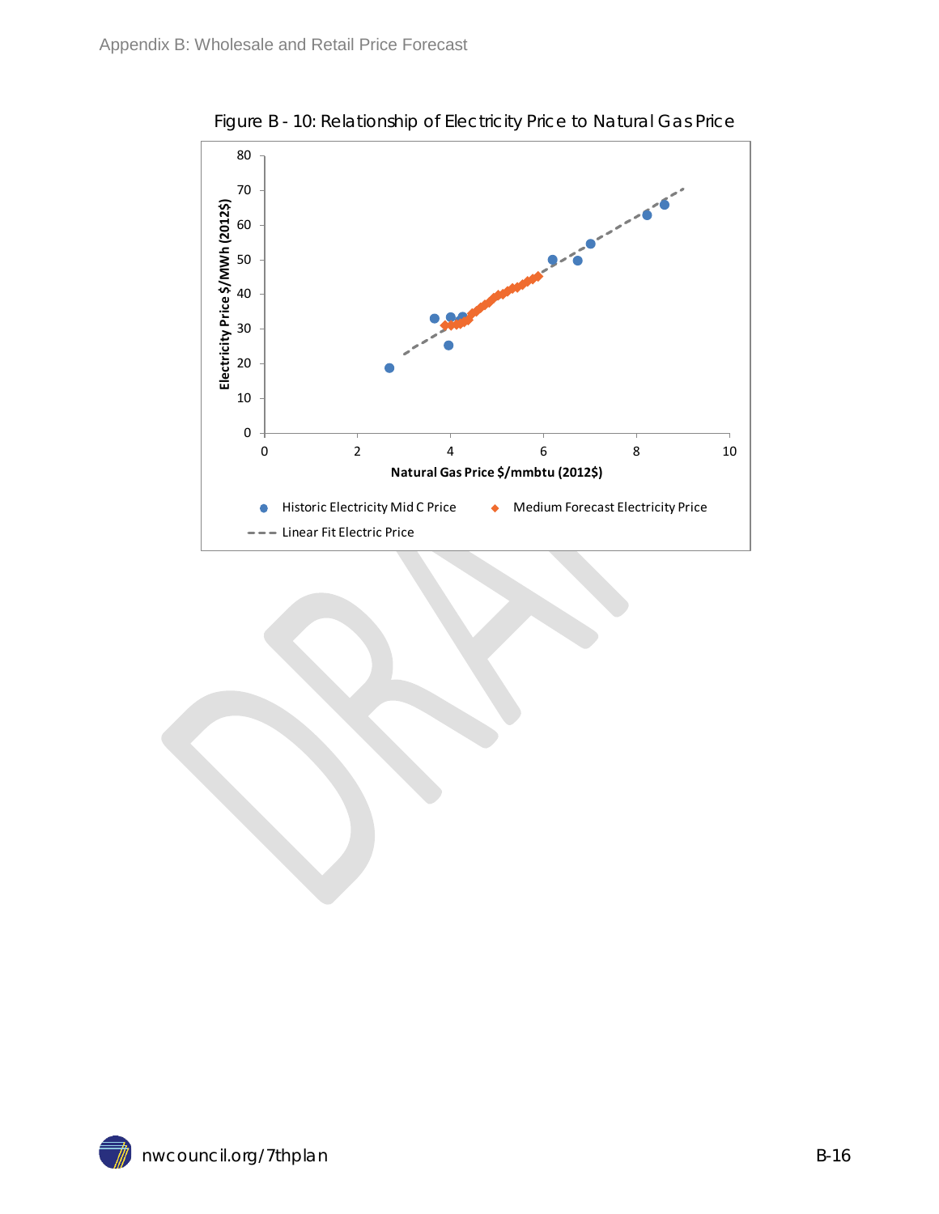Figure B - 10: Relationship of Electricity Price to Natural Gas Price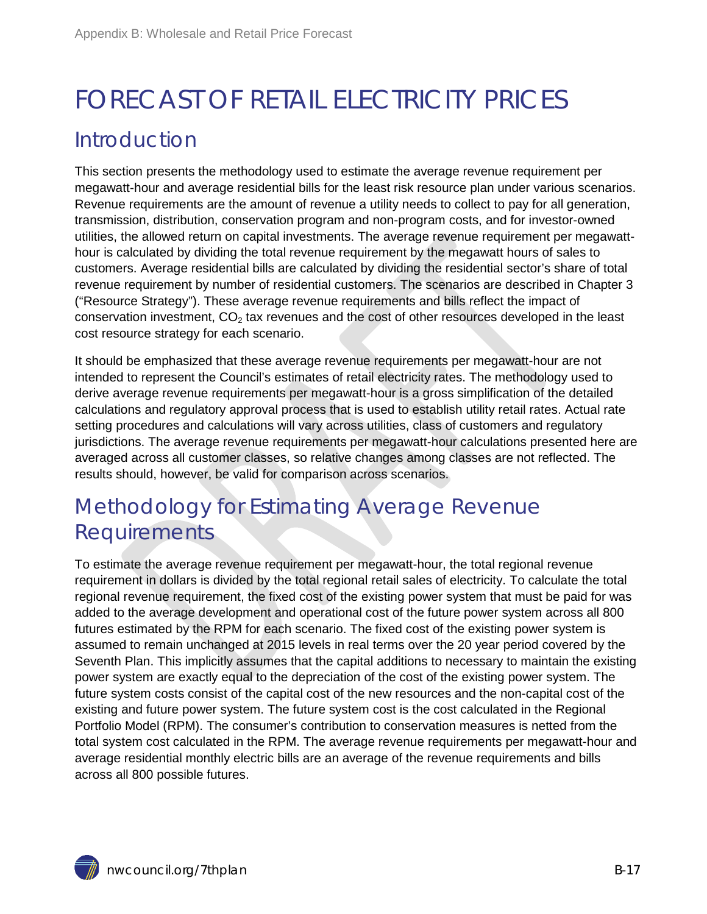# FORECAST OF RETAIL ELECTRICITY PRICES

## Introduction

This section presents the methodology used to estimate the average revenue requirement per megawatt-hour and average residential bills for the least risk resource plan under various scenarios. Revenue requirements are the amount of revenue a utility needs to collect to pay for all generation, transmission, distribution, conservation program and non-program costs, and for investor-owned utilities, the allowed return on capital investments. The average revenue requirement per megawatt-hour is calculated by dividing the total revenue requirement by the megawatt hours of sales to customers. Average residential bills are calculated by dividing the residential sector's share of total revenue requirement by number of residential customers. The scenarios are described in Chapter 3 ("Resource Strategy"). These average revenue requirements and bills reflect the impact of conservation investment, $CO_2$ tax revenues and the cost of other resources developed in the least cost resource strategy for each scenario.

It should be emphasized that these average revenue requirements per megawatt-hour are not intended to represent the Council's estimates of retail electricity rates. The methodology used to derive average revenue requirements per megawatt-hour is a gross simplification of the detailed calculations and regulatory approval process that is used to establish utility retail rates. Actual rate setting procedures and calculations will vary across utilities, class of customers and regulatory jurisdictions. The average revenue requirements per megawatt-hour calculations presented here are averaged across all customer classes, so relative changes among classes are not reflected. The results should, however, be valid for comparison across scenarios.

## Methodology for Estimating Average Revenue Requirements

To estimate the average revenue requirement per megawatt-hour, the total regional revenue requirement in dollars is divided by the total regional retail sales of electricity. To calculate the total regional revenue requirement, the fixed cost of the existing power system that must be paid for was added to the average development and operational cost of the future power system across all 800 futures estimated by the RPM for each scenario. The fixed cost of the existing power system is assumed to remain unchanged at 2015 levels in real terms over the 20 year period covered by the Seventh Plan. This implicitly assumes that the capital additions to necessary to maintain the existing power system are exactly equal to the depreciation of the cost of the existing power system. The future system costs consist of the capital cost of the new resources and the non-capital cost of the existing and future power system. The future system cost is the cost calculated in the Regional Portfolio Model (RPM). The consumer's contribution to conservation measures is netted from the total system cost calculated in the RPM. The average revenue requirements per megawatt-hour and average residential monthly electric bills are an average of the revenue requirements and bills across all 800 possible futures.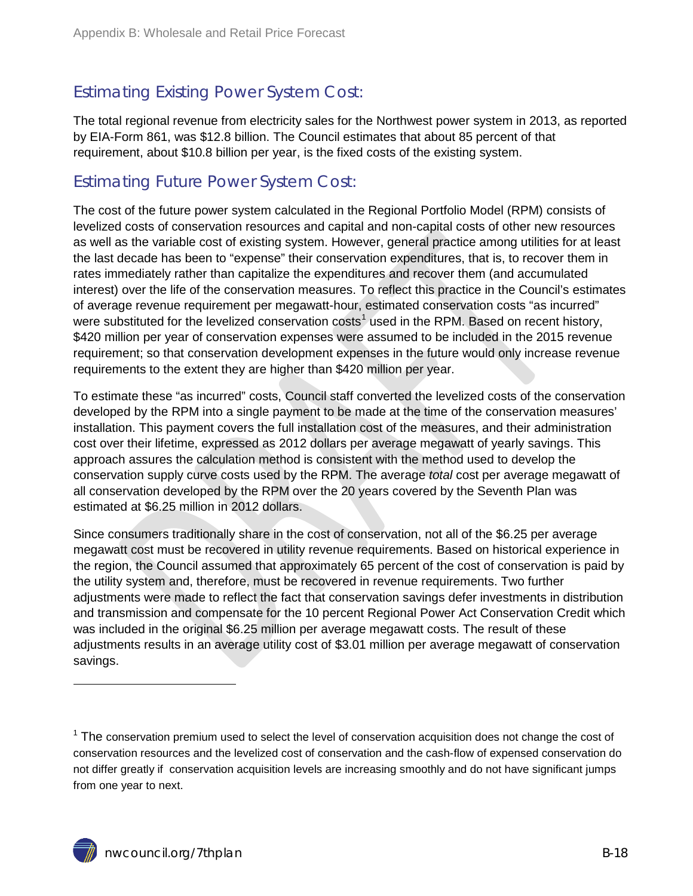## Estimating Existing Power System Cost:

The total regional revenue from electricity sales for the Northwest power system in 2013, as reported by EIA-Form 861, was $12.8 billion. The Council estimates that about 85 percent of that requirement, about $10.8 billion per year, is the fixed costs of the existing system.

## Estimating Future Power System Cost:

The cost of the future power system calculated in the Regional Portfolio Model (RPM) consists of levelized costs of conservation resources and capital and non-capital costs of other new resources as well as the variable cost of existing system. However, general practice among utilities for at least the last decade has been to "expense" their conservation expenditures, that is, to recover them in rates immediately rather than capitalize the expenditures and recover them (and accumulated interest) over the life of the conservation measures. To reflect this practice in the Council's estimates of average revenue requirement per megawatt-hour, estimated conservation costs "as incurred" were substituted for the levelized conservation costs[1] used in the RPM. Based on recent history, $420 million per year of conservation expenses were assumed to be included in the 2015 revenue requirement; so that conservation development expenses in the future would only increase revenue requirements to the extent they are higher than $420 million per year.

To estimate these "as incurred" costs, Council staff converted the levelized costs of the conservation developed by the RPM into a single payment to be made at the time of the conservation measures' installation. This payment covers the full installation cost of the measures, and their administration cost over their lifetime, expressed as 2012 dollars per average megawatt of yearly savings. This approach assures the calculation method is consistent with the method used to develop the conservation supply curve costs used by the RPM. The average *total* cost per average megawatt of all conservation developed by the RPM over the 20 years covered by the Seventh Plan was estimated at $6.25 million in 2012 dollars.

Since consumers traditionally share in the cost of conservation, not all of the $6.25 per average megawatt cost must be recovered in utility revenue requirements. Based on historical experience in the region, the Council assumed that approximately 65 percent of the cost of conservation is paid by the utility system and, therefore, must be recovered in revenue requirements. Two further adjustments were made to reflect the fact that conservation savings defer investments in distribution and transmission and compensate for the 10 percent Regional Power Act Conservation Credit which was included in the original $6.25 million per average megawatt costs. The result of these adjustments results in an average utility cost of $3.01 million per average megawatt of conservation savings.

---

[1] The conservation premium used to select the level of conservation acquisition does not change the cost of conservation resources and the levelized cost of conservation and the cash-flow of expensed conservation do not differ greatly if conservation acquisition levels are increasing smoothly and do not have significant jumps from one year to next.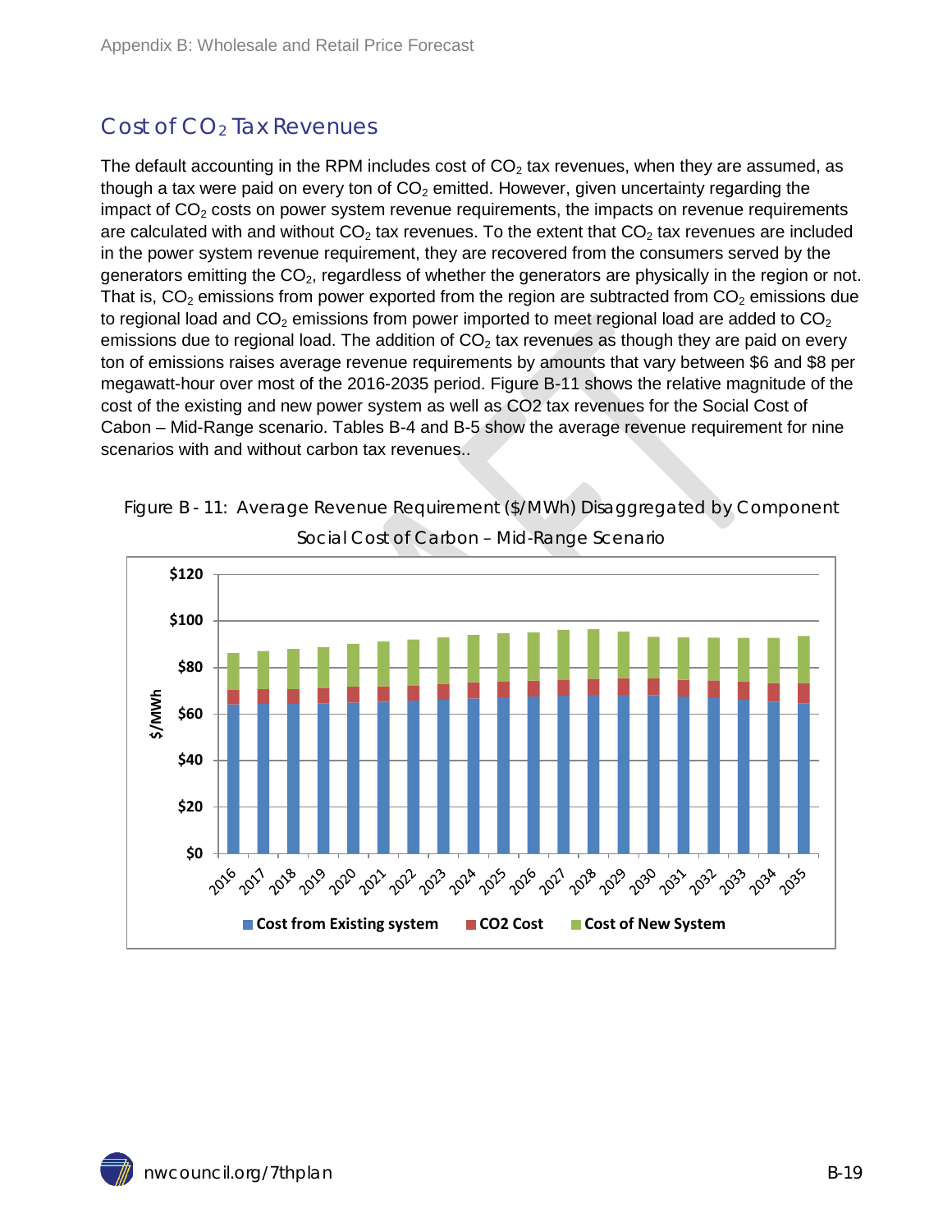## Cost of $CO_2$ Tax Revenues

The default accounting in the RPM includes cost of $CO_2$ tax revenues, when they are assumed, as though a tax were paid on every ton of $CO_2$ emitted. However, given uncertainty regarding the impact of $CO_2$ costs on power system revenue requirements, the impacts on revenue requirements are calculated with and without $CO_2$ tax revenues. To the extent that $CO_2$ tax revenues are included in the power system revenue requirement, they are recovered from the consumers served by the generators emitting the $CO_2$, regardless of whether the generators are physically in the region or not. That is, $CO_2$ emissions from power exported from the region are subtracted from $CO_2$ emissions due to regional load and $CO_2$ emissions from power imported to meet regional load are added to $CO_2$ emissions due to regional load. The addition of $CO_2$ tax revenues as though they are paid on every ton of emissions raises average revenue requirements by amounts that vary between $6 and $8 per megawatt-hour over most of the 2016-2035 period. Figure B-11 shows the relative magnitude of the cost of the existing and new power system as well as CO2 tax revenues for the Social Cost of Cabon – Mid-Range scenario. Tables B-4 and B-5 show the average revenue requirement for nine scenarios with and without carbon tax revenues..

Figure B - 11: Average Revenue Requirement ($/MWh) Disaggregated by Component Social Cost of Carbon – Mid-Range Scenario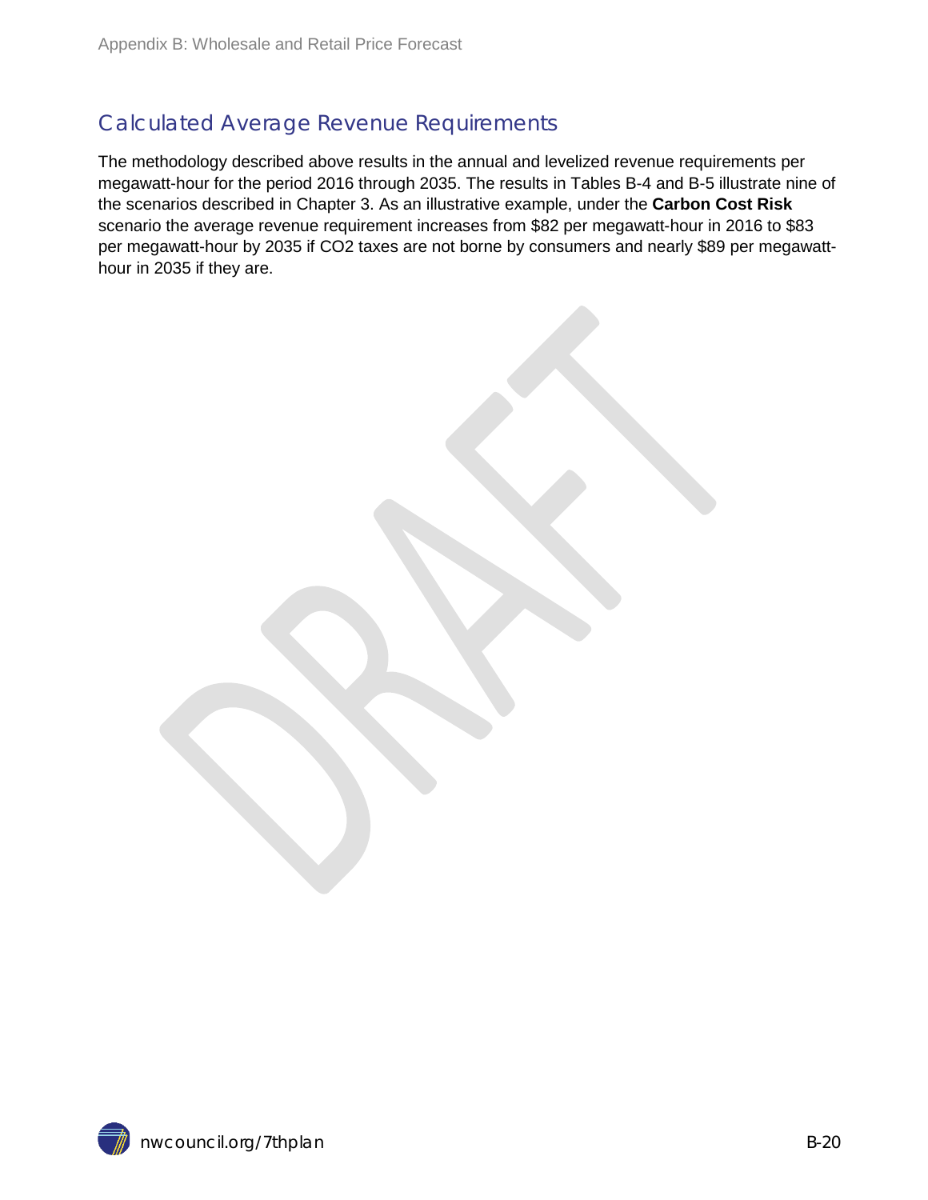## Calculated Average Revenue Requirements

The methodology described above results in the annual and levelized revenue requirements per megawatt-hour for the period 2016 through 2035. The results in Tables B-4 and B-5 illustrate nine of the scenarios described in Chapter 3. As an illustrative example, under the **Carbon Cost Risk** scenario the average revenue requirement increases from $82 per megawatt-hour in 2016 to $83 per megawatt-hour by 2035 if CO2 taxes are not borne by consumers and nearly $89 per megawatt-hour in 2035 if they are.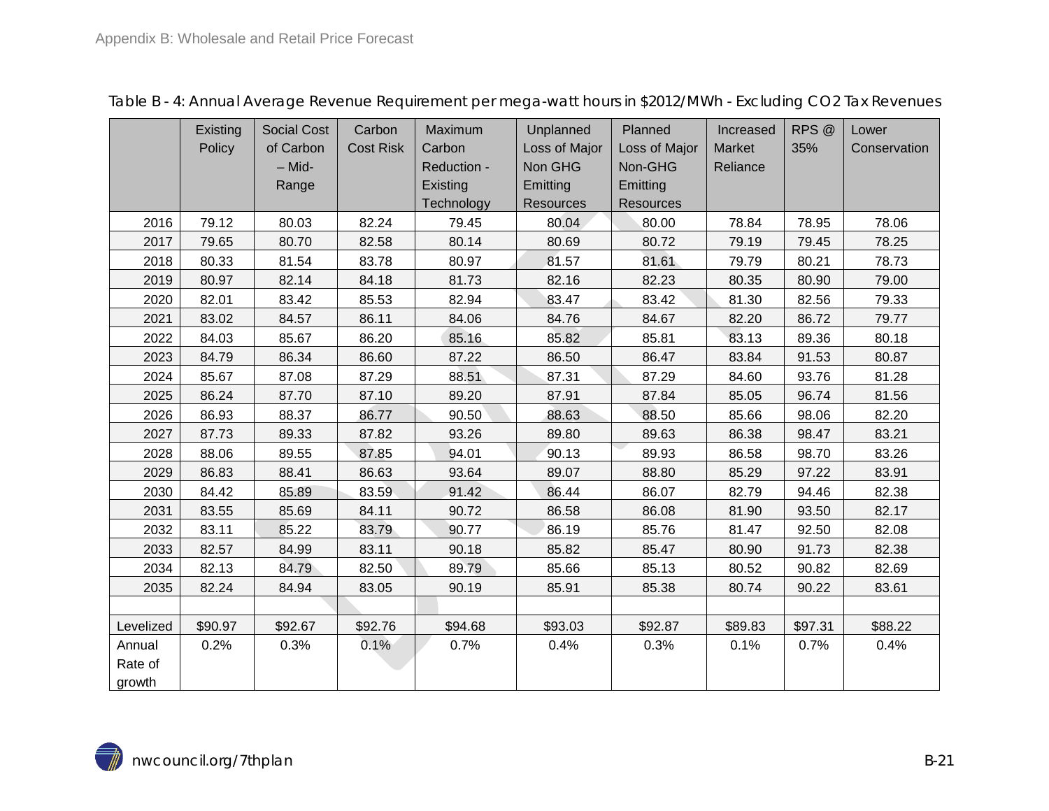Table B - 4: Annual Average Revenue Requirement per mega-watt hours in $2012/MWh - Excluding CO2 Tax Revenues

| | Existing Policy | Social Cost of Carbon – Mid-Range | Carbon Cost Risk | Maximum Carbon Reduction - Existing Technology | Unplanned Loss of Major Non GHG Emitting Resources | Planned Loss of Major Non-GHG Emitting Resources | Increased Market Reliance | RPS @ 35% | Lower Conservation |
|---|---|---|---|---|---|---|---|---|---|
| 2016 | 79.12 | 80.03 | 82.24 | 79.45 | 80.04 | 80.00 | 78.84 | 78.95 | 78.06 |
| 2017 | 79.65 | 80.70 | 82.58 | 80.14 | 80.69 | 80.72 | 79.19 | 79.45 | 78.25 |
| 2018 | 80.33 | 81.54 | 83.78 | 80.97 | 81.57 | 81.61 | 79.79 | 80.21 | 78.73 |
| 2019 | 80.97 | 82.14 | 84.18 | 81.73 | 82.16 | 82.23 | 80.35 | 80.90 | 79.00 |
| 2020 | 82.01 | 83.42 | 85.53 | 82.94 | 83.47 | 83.42 | 81.30 | 82.56 | 79.33 |
| 2021 | 83.02 | 84.57 | 86.11 | 84.06 | 84.76 | 84.67 | 82.20 | 86.72 | 79.77 |
| 2022 | 84.03 | 85.67 | 86.20 | 85.16 | 85.82 | 85.81 | 83.13 | 89.36 | 80.18 |
| 2023 | 84.79 | 86.34 | 86.60 | 87.22 | 86.50 | 86.47 | 83.84 | 91.53 | 80.87 |
| 2024 | 85.67 | 87.08 | 87.29 | 88.51 | 87.31 | 87.29 | 84.60 | 93.76 | 81.28 |
| 2025 | 86.24 | 87.70 | 87.10 | 89.20 | 87.91 | 87.84 | 85.05 | 96.74 | 81.56 |
| 2026 | 86.93 | 88.37 | 86.77 | 90.50 | 88.63 | 88.50 | 85.66 | 98.06 | 82.20 |
| 2027 | 87.73 | 89.33 | 87.82 | 93.26 | 89.80 | 89.63 | 86.38 | 98.47 | 83.21 |
| 2028 | 88.06 | 89.55 | 87.85 | 94.01 | 90.13 | 89.93 | 86.58 | 98.70 | 83.26 |
| 2029 | 86.83 | 88.41 | 86.63 | 93.64 | 89.07 | 88.80 | 85.29 | 97.22 | 83.91 |
| 2030 | 84.42 | 85.89 | 83.59 | 91.42 | 86.44 | 86.07 | 82.79 | 94.46 | 82.38 |
| 2031 | 83.55 | 85.69 | 84.11 | 90.72 | 86.58 | 86.08 | 81.90 | 93.50 | 82.17 |
| 2032 | 83.11 | 85.22 | 83.79 | 90.77 | 86.19 | 85.76 | 81.47 | 92.50 | 82.08 |
| 2033 | 82.57 | 84.99 | 83.11 | 90.18 | 85.82 | 85.47 | 80.90 | 91.73 | 82.38 |
| 2034 | 82.13 | 84.79 | 82.50 | 89.79 | 85.66 | 85.13 | 80.52 | 90.82 | 82.69 |
| 2035 | 82.24 | 84.94 | 83.05 | 90.19 | 85.91 | 85.38 | 80.74 | 90.22 | 83.61 |
| | | | | | | | | | |
| Levelized | $90.97 | $92.67 | $92.76 | $94.68 | $93.03 | $92.87 | $89.83 | $97.31 | $88.22 |
| Annual Rate of growth | 0.2% | 0.3% | 0.1% | 0.7% | 0.4% | 0.3% | 0.1% | 0.7% | 0.4% |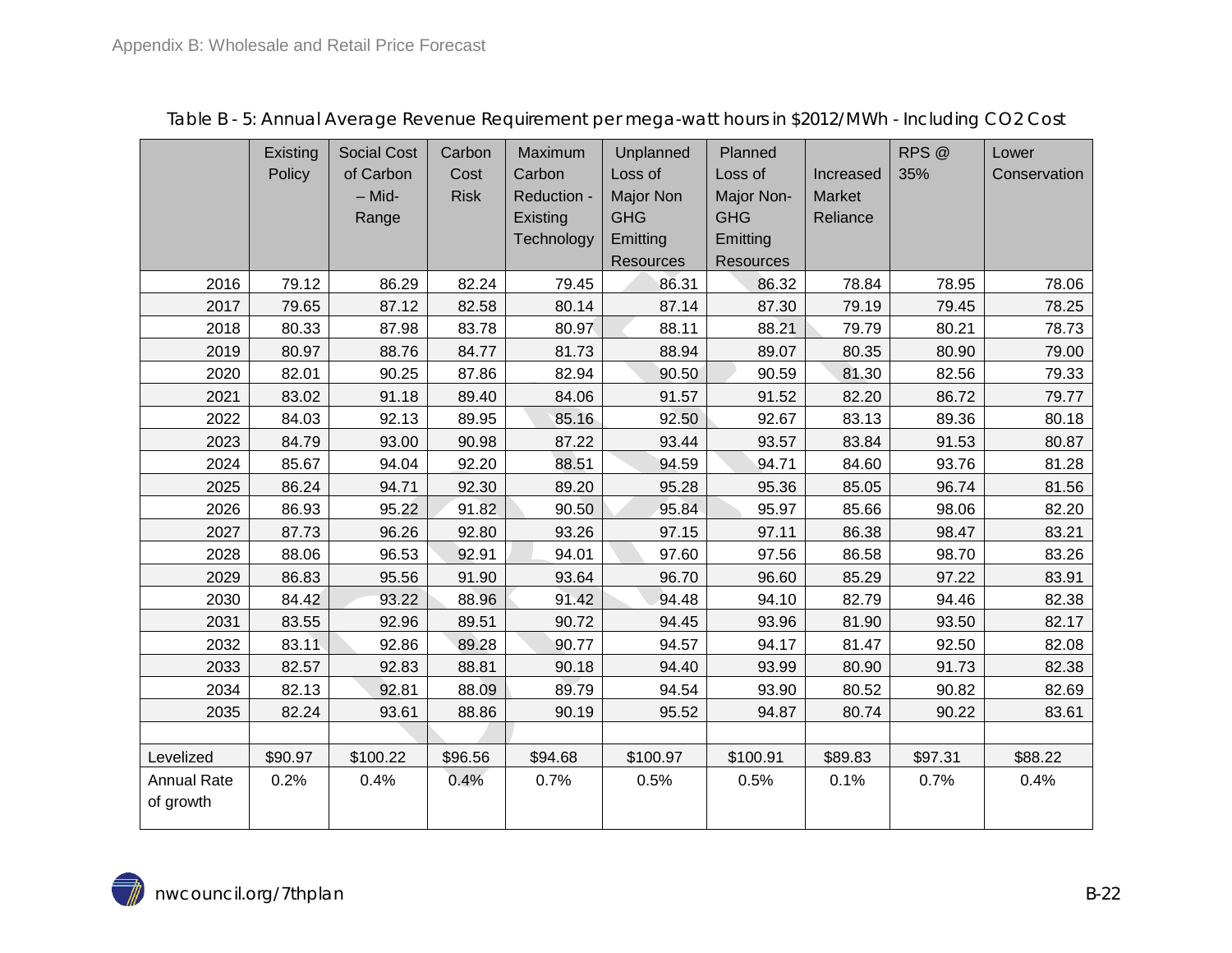Table B - 5: Annual Average Revenue Requirement per mega-watt hours in $2012/MWh - Including $CO_2$ Cost

| | Existing Policy | Social Cost of Carbon – Mid-Range | Carbon Cost Risk | Maximum Carbon Reduction - Existing Technology | Unplanned Loss of Major Non GHG Emitting Resources | Planned Loss of Major Non-GHG Emitting Resources | Increased Market Reliance | RPS @ 35% | Lower Conservation |
|---|---|---|---|---|---|---|---|---|---|
| 2016 | 79.12 | 86.29 | 82.24 | 79.45 | 86.31 | 86.32 | 78.84 | 78.95 | 78.06 |
| 2017 | 79.65 | 87.12 | 82.58 | 80.14 | 87.14 | 87.30 | 79.19 | 79.45 | 78.25 |
| 2018 | 80.33 | 87.98 | 83.78 | 80.97 | 88.11 | 88.21 | 79.79 | 80.21 | 78.73 |
| 2019 | 80.97 | 88.76 | 84.77 | 81.73 | 88.94 | 89.07 | 80.35 | 80.90 | 79.00 |
| 2020 | 82.01 | 90.25 | 87.86 | 82.94 | 90.50 | 90.59 | 81.30 | 82.56 | 79.33 |
| 2021 | 83.02 | 91.18 | 89.40 | 84.06 | 91.57 | 91.52 | 82.20 | 86.72 | 79.77 |
| 2022 | 84.03 | 92.13 | 89.95 | 85.16 | 92.50 | 92.67 | 83.13 | 89.36 | 80.18 |
| 2023 | 84.79 | 93.00 | 90.98 | 87.22 | 93.44 | 93.57 | 83.84 | 91.53 | 80.87 |
| 2024 | 85.67 | 94.04 | 92.20 | 88.51 | 94.59 | 94.71 | 84.60 | 93.76 | 81.28 |
| 2025 | 86.24 | 94.71 | 92.30 | 89.20 | 95.28 | 95.36 | 85.05 | 96.74 | 81.56 |
| 2026 | 86.93 | 95.22 | 91.82 | 90.50 | 95.84 | 95.97 | 85.66 | 98.06 | 82.20 |
| 2027 | 87.73 | 96.26 | 92.80 | 93.26 | 97.15 | 97.11 | 86.38 | 98.47 | 83.21 |
| 2028 | 88.06 | 96.53 | 92.91 | 94.01 | 97.60 | 97.56 | 86.58 | 98.70 | 83.26 |
| 2029 | 86.83 | 95.56 | 91.90 | 93.64 | 96.70 | 96.60 | 85.29 | 97.22 | 83.91 |
| 2030 | 84.42 | 93.22 | 88.96 | 91.42 | 94.48 | 94.10 | 82.79 | 94.46 | 82.38 |
| 2031 | 83.55 | 92.96 | 89.51 | 90.72 | 94.45 | 93.96 | 81.90 | 93.50 | 82.17 |
| 2032 | 83.11 | 92.86 | 89.28 | 90.77 | 94.57 | 94.17 | 81.47 | 92.50 | 82.08 |
| 2033 | 82.57 | 92.83 | 88.81 | 90.18 | 94.40 | 93.99 | 80.90 | 91.73 | 82.38 |
| 2034 | 82.13 | 92.81 | 88.09 | 89.79 | 94.54 | 93.90 | 80.52 | 90.82 | 82.69 |
| 2035 | 82.24 | 93.61 | 88.86 | 90.19 | 95.52 | 94.87 | 80.74 | 90.22 | 83.61 |
| | | | | | | | | | |
| Levelized | $90.97 | $100.22 | $96.56 | $94.68 | $100.97 | $100.91 | $89.83 | $97.31 | $88.22 |
| Annual Rate of growth | 0.2% | 0.4% | 0.4% | 0.7% | 0.5% | 0.5% | 0.1% | 0.7% | 0.4% |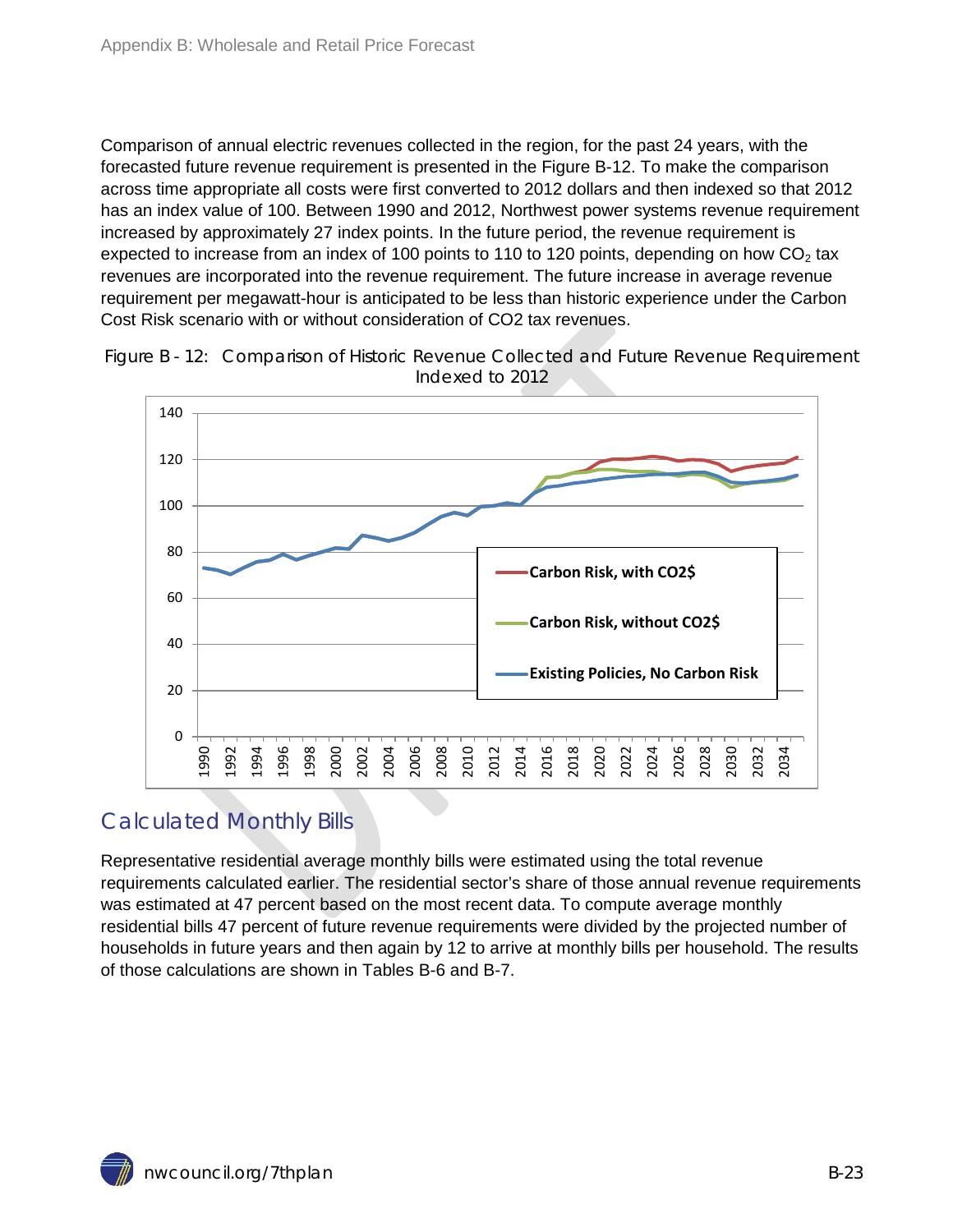Comparison of annual electric revenues collected in the region, for the past 24 years, with the forecasted future revenue requirement is presented in the Figure B-12. To make the comparison across time appropriate all costs were first converted to 2012 dollars and then indexed so that 2012 has an index value of 100. Between 1990 and 2012, Northwest power systems revenue requirement increased by approximately 27 index points. In the future period, the revenue requirement is expected to increase from an index of 100 points to 110 to 120 points, depending on how $CO_2$ tax revenues are incorporated into the revenue requirement. The future increase in average revenue requirement per megawatt-hour is anticipated to be less than historic experience under the Carbon Cost Risk scenario with or without consideration of CO2 tax revenues.

Figure B - 12: Comparison of Historic Revenue Collected and Future Revenue Requirement Indexed to 2012

## Calculated Monthly Bills

Representative residential average monthly bills were estimated using the total revenue requirements calculated earlier. The residential sector's share of those annual revenue requirements was estimated at 47 percent based on the most recent data. To compute average monthly residential bills 47 percent of future revenue requirements were divided by the projected number of households in future years and then again by 12 to arrive at monthly bills per household. The results of those calculations are shown in Tables B-6 and B-7.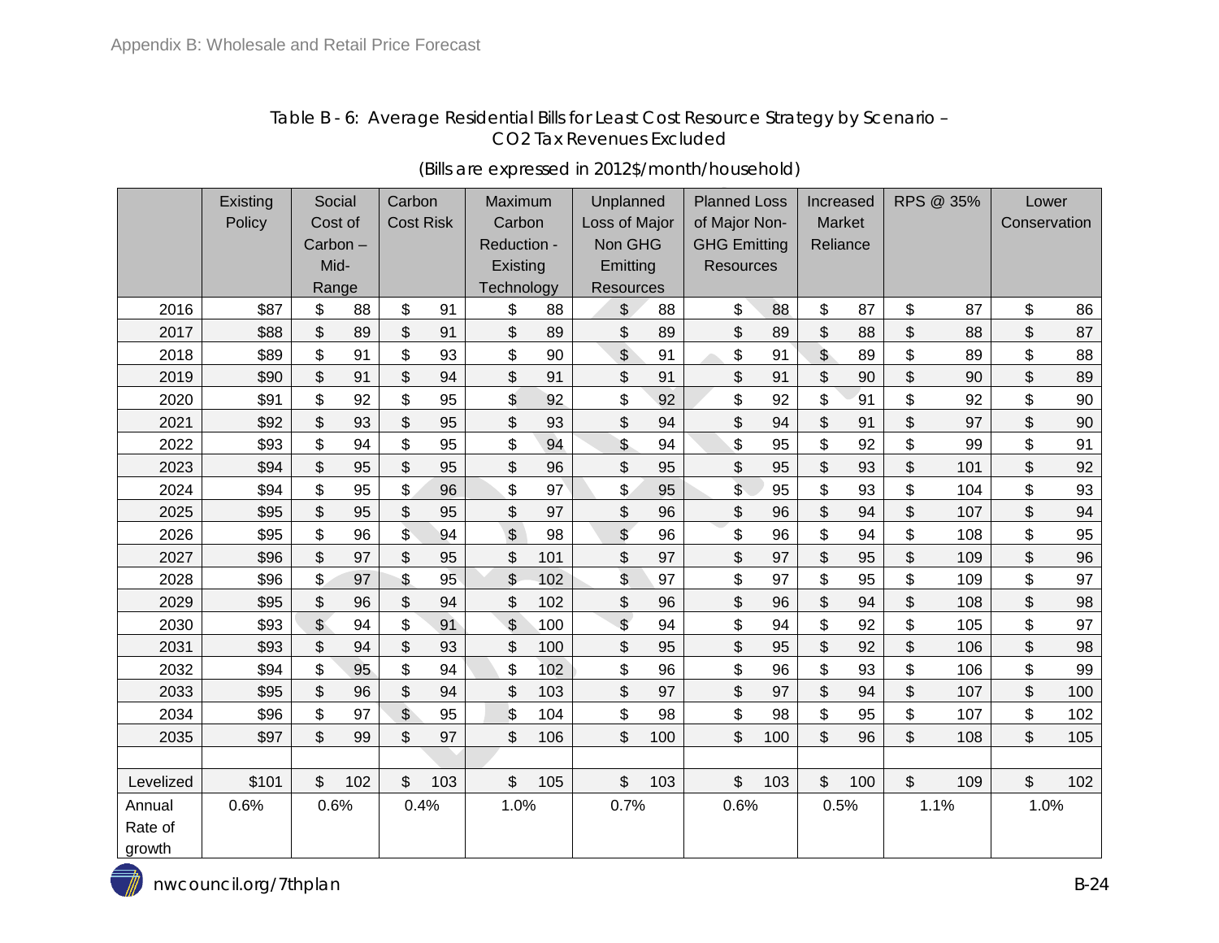Table B - 6: Average Residential Bills for Least Cost Resource Strategy by Scenario – CO2 Tax Revenues Excluded

(Bills are expressed in 2012$/month/household)

| | Existing Policy | Social Cost of Carbon – Mid-Range | Carbon Cost Risk | Maximum Carbon Reduction - Existing Technology | Unplanned Loss of Major Non GHG Emitting Resources | Planned Loss of Major Non-GHG Emitting Resources | Increased Market Reliance | RPS @ 35% | Lower Conservation |
|---|---|---|---|---|---|---|---|---|---|
| 2016 | $87 | $ 88 | $ 91 | $ 88 | $ 88 | $ 88 | $ 87 | $ 87 | $ 86 |
| 2017 | $88 | $ 89 | $ 91 | $ 89 | $ 89 | $ 89 | $ 88 | $ 88 | $ 87 |
| 2018 | $89 | $ 91 | $ 93 | $ 90 | $ 91 | $ 91 | $ 89 | $ 89 | $ 88 |
| 2019 | $90 | $ 91 | $ 94 | $ 91 | $ 91 | $ 91 | $ 90 | $ 90 | $ 89 |
| 2020 | $91 | $ 92 | $ 95 | $ 92 | $ 92 | $ 92 | $ 91 | $ 92 | $ 90 |
| 2021 | $92 | $ 93 | $ 95 | $ 93 | $ 94 | $ 94 | $ 91 | $ 97 | $ 90 |
| 2022 | $93 | $ 94 | $ 95 | $ 94 | $ 94 | $ 95 | $ 92 | $ 99 | $ 91 |
| 2023 | $94 | $ 95 | $ 95 | $ 96 | $ 95 | $ 95 | $ 93 | $ 101 | $ 92 |
| 2024 | $94 | $ 95 | $ 96 | $ 97 | $ 95 | $ 95 | $ 93 | $ 104 | $ 93 |
| 2025 | $95 | $ 95 | $ 95 | $ 97 | $ 96 | $ 96 | $ 94 | $ 107 | $ 94 |
| 2026 | $95 | $ 96 | $ 94 | $ 98 | $ 96 | $ 96 | $ 94 | $ 108 | $ 95 |
| 2027 | $96 | $ 97 | $ 95 | $ 101 | $ 97 | $ 97 | $ 95 | $ 109 | $ 96 |
| 2028 | $96 | $ 97 | $ 95 | $ 102 | $ 97 | $ 97 | $ 95 | $ 109 | $ 97 |
| 2029 | $95 | $ 96 | $ 94 | $ 102 | $ 96 | $ 96 | $ 94 | $ 108 | $ 98 |
| 2030 | $93 | $ 94 | $ 91 | $ 100 | $ 94 | $ 94 | $ 92 | $ 105 | $ 97 |
| 2031 | $93 | $ 94 | $ 93 | $ 100 | $ 95 | $ 95 | $ 92 | $ 106 | $ 98 |
| 2032 | $94 | $ 95 | $ 94 | $ 102 | $ 96 | $ 96 | $ 93 | $ 106 | $ 99 |
| 2033 | $95 | $ 96 | $ 94 | $ 103 | $ 97 | $ 97 | $ 94 | $ 107 | $ 100 |
| 2034 | $96 | $ 97 | $ 95 | $ 104 | $ 98 | $ 98 | $ 95 | $ 107 | $ 102 |
| 2035 | $97 | $ 99 | $ 97 | $ 106 | $ 100 | $ 100 | $ 96 | $ 108 | $ 105 |
| | | | | | | | | | |
| Levelized | $101 | $ 102 | $ 103 | $ 105 | $ 103 | $ 103 | $ 100 | $ 109 | $ 102 |
| Annual Rate of growth | 0.6% | 0.6% | 0.4% | 1.0% | 0.7% | 0.6% | 0.5% | 1.1% | 1.0% |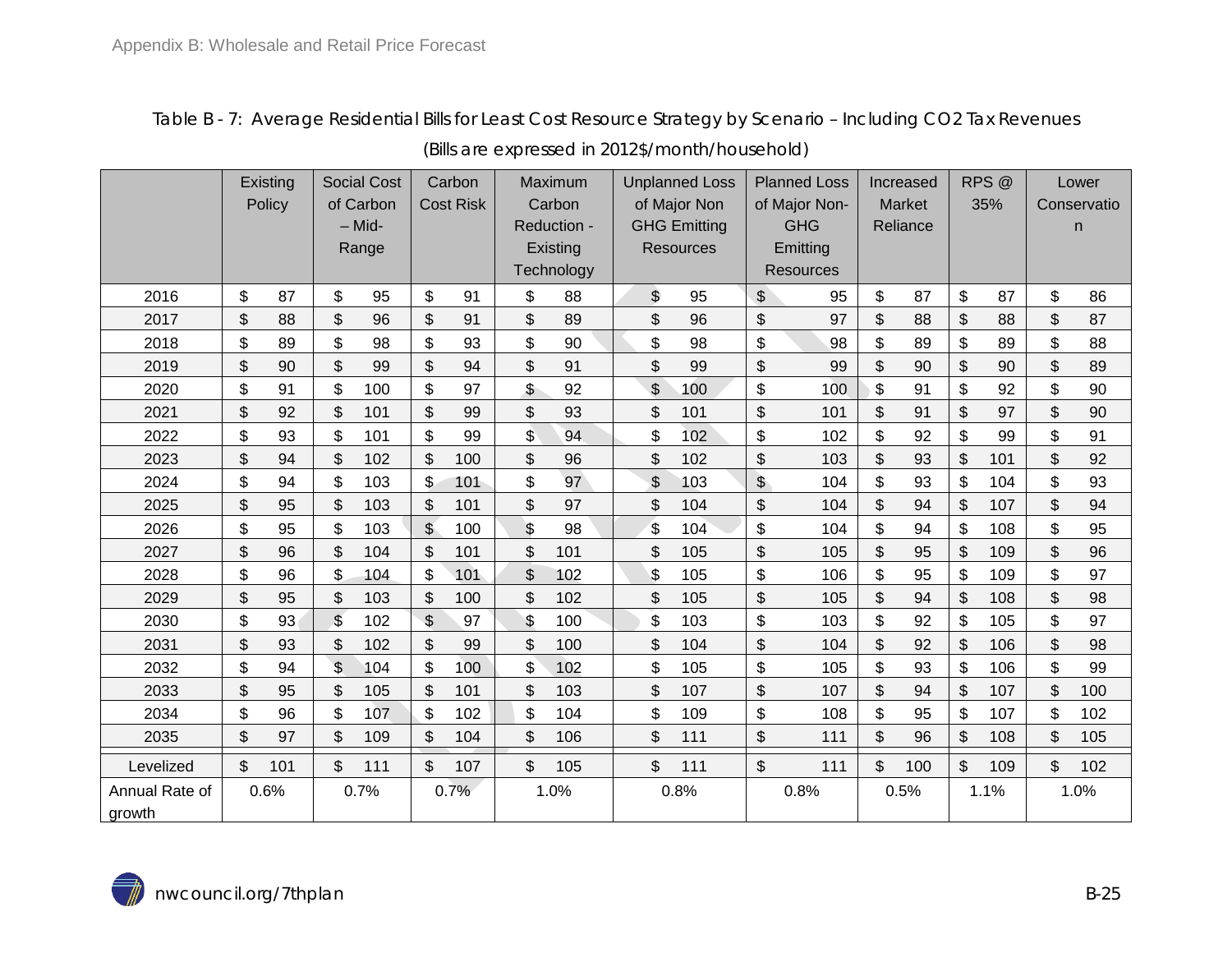Table B - 7: Average Residential Bills for Least Cost Resource Strategy by Scenario – Including CO2 Tax Revenues

(Bills are expressed in 2012$/month/household)

| | Existing Policy | Social Cost of Carbon – Mid-Range | Carbon Cost Risk | Maximum Carbon Reduction - Existing Technology | Unplanned Loss of Major Non GHG Emitting Resources | Planned Loss of Major Non-GHG Emitting Resources | Increased Market Reliance | RPS @ 35% | Lower Conservation |
|---|---|---|---|---|---|---|---|---|---|
| 2016 | $ 87 | $ 95 | $ 91 | $ 88 | $ 95 | $ 95 | $ 87 | $ 87 | $ 86 |
| 2017 | $ 88 | $ 96 | $ 91 | $ 89 | $ 96 | $ 97 | $ 88 | $ 88 | $ 87 |
| 2018 | $ 89 | $ 98 | $ 93 | $ 90 | $ 98 | $ 98 | $ 89 | $ 89 | $ 88 |
| 2019 | $ 90 | $ 99 | $ 94 | $ 91 | $ 99 | $ 99 | $ 90 | $ 90 | $ 89 |
| 2020 | $ 91 | $ 100 | $ 97 | $ 92 | $ 100 | $ 100 | $ 91 | $ 92 | $ 90 |
| 2021 | $ 92 | $ 101 | $ 99 | $ 93 | $ 101 | $ 101 | $ 91 | $ 97 | $ 90 |
| 2022 | $ 93 | $ 101 | $ 99 | $ 94 | $ 102 | $ 102 | $ 92 | $ 99 | $ 91 |
| 2023 | $ 94 | $ 102 | $ 100 | $ 96 | $ 102 | $ 103 | $ 93 | $ 101 | $ 92 |
| 2024 | $ 94 | $ 103 | $ 101 | $ 97 | $ 103 | $ 104 | $ 93 | $ 104 | $ 93 |
| 2025 | $ 95 | $ 103 | $ 101 | $ 97 | $ 104 | $ 104 | $ 94 | $ 107 | $ 94 |
| 2026 | $ 95 | $ 103 | $ 100 | $ 98 | $ 104 | $ 104 | $ 94 | $ 108 | $ 95 |
| 2027 | $ 96 | $ 104 | $ 101 | $ 101 | $ 105 | $ 105 | $ 95 | $ 109 | $ 96 |
| 2028 | $ 96 | $ 104 | $ 101 | $ 102 | $ 105 | $ 106 | $ 95 | $ 109 | $ 97 |
| 2029 | $ 95 | $ 103 | $ 100 | $ 102 | $ 105 | $ 105 | $ 94 | $ 108 | $ 98 |
| 2030 | $ 93 | $ 102 | $ 97 | $ 100 | $ 103 | $ 103 | $ 92 | $ 105 | $ 97 |
| 2031 | $ 93 | $ 102 | $ 99 | $ 100 | $ 104 | $ 104 | $ 92 | $ 106 | $ 98 |
| 2032 | $ 94 | $ 104 | $ 100 | $ 102 | $ 105 | $ 105 | $ 93 | $ 106 | $ 99 |
| 2033 | $ 95 | $ 105 | $ 101 | $ 103 | $ 107 | $ 107 | $ 94 | $ 107 | $ 100 |
| 2034 | $ 96 | $ 107 | $ 102 | $ 104 | $ 109 | $ 108 | $ 95 | $ 107 | $ 102 |
| 2035 | $ 97 | $ 109 | $ 104 | $ 106 | $ 111 | $ 111 | $ 96 | $ 108 | $ 105 |
| Levelized | $ 101 | $ 111 | $ 107 | $ 105 | $ 111 | $ 111 | $ 100 | $ 109 | $ 102 |
| Annual Rate of growth | 0.6% | 0.7% | 0.7% | 1.0% | 0.8% | 0.8% | 0.5% | 1.1% | 1.0% |